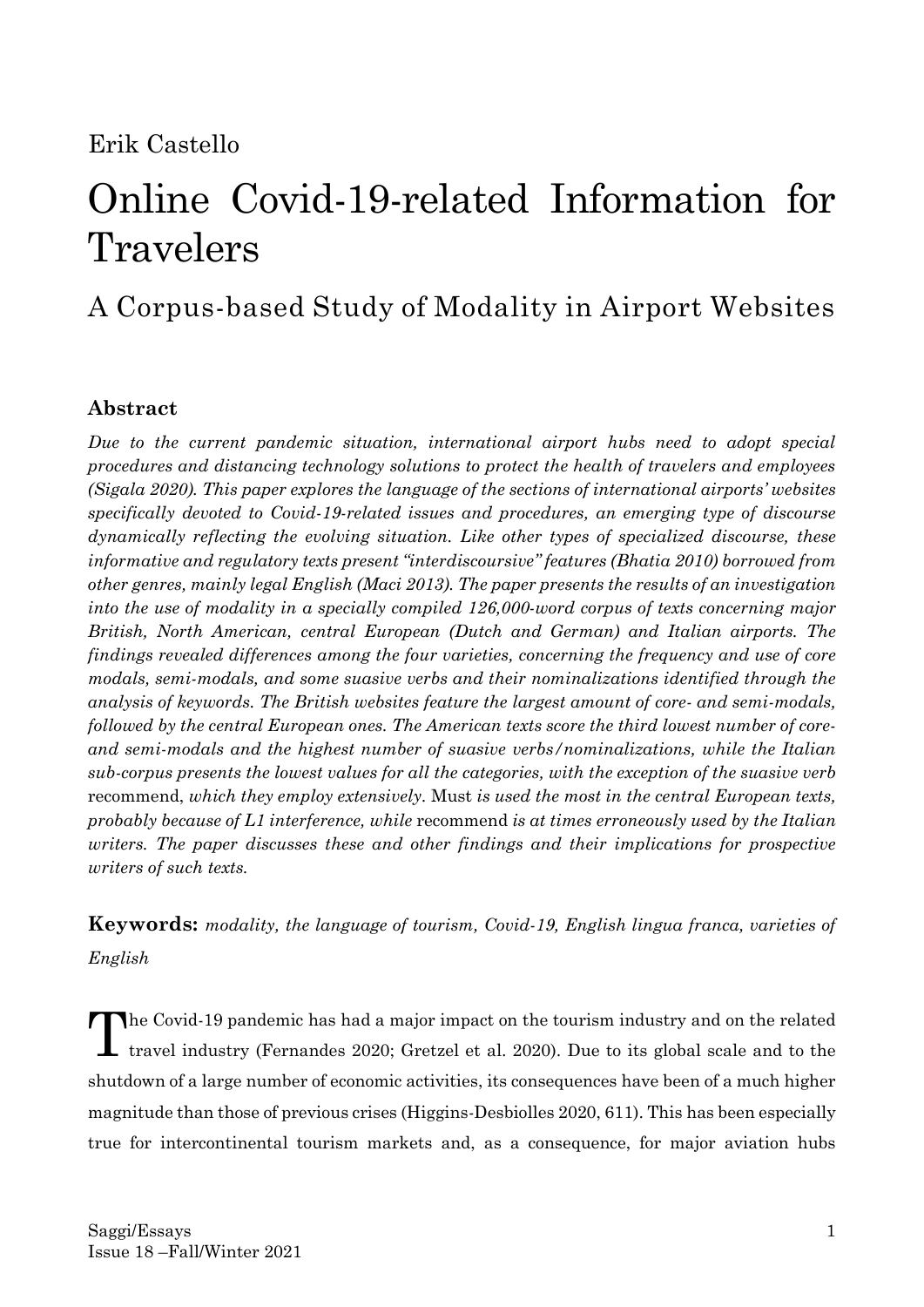Erik Castello

# Online Covid-19-related Information for Travelers

## A Corpus-based Study of Modality in Airport Websites

### Abstract

*Due to the current pandemic situation, international airport hubs need to adopt special procedures and distancing technology solutions to protect the health of travelers and employees (Sigala 2020). This paper explores the language of the sections of international airports' websites specifically devoted to Covid-19-related issues and procedures, an emerging type of discourse dynamically reflecting the evolving situation. Like other types of specialized discourse, these informative and regulatory texts present "interdiscoursive" features (Bhatia 2010) borrowed from other genres, mainly legal English (Maci 2013). The paper presents the results of an investigation into the use of modality in a specially compiled 126,000-word corpus of texts concerning major British, North American, central European (Dutch and German) and Italian airports. The findings revealed differences among the four varieties, concerning the frequency and use of core modals, semi-modals, and some suasive verbs and their nominalizations identified through the analysis of keywords. The British websites feature the largest amount of core- and semi-modals, followed by the central European ones. The American texts score the third lowest number of core- and semi-modals and the highest number of suasive verbs/nominalizations, while the Italian sub-corpus presents the lowest values for all the categories, with the exception of the suasive verb* recommend, *which they employ extensively.* Must *is used the most in the central European texts, probably because of L1 interference, while* recommend *is at times erroneously used by the Italian writers. The paper discusses these and other findings and their implications for prospective writers of such texts.*

**Keywords:** *modality, the language of tourism, Covid-19, English lingua franca, varieties of English*

The Covid-19 pandemic has had a major impact on the tourism industry and on the related travel industry (Fernandes 2020; Gretzel et al. 2020). Due to its global scale and to the shutdown of a large number of economic activities, its consequences have been of a much higher magnitude than those of previous crises (Higgins-Desbiolles 2020, 611). This has been especially true for intercontinental tourism markets and, as a consequence, for major aviation hubs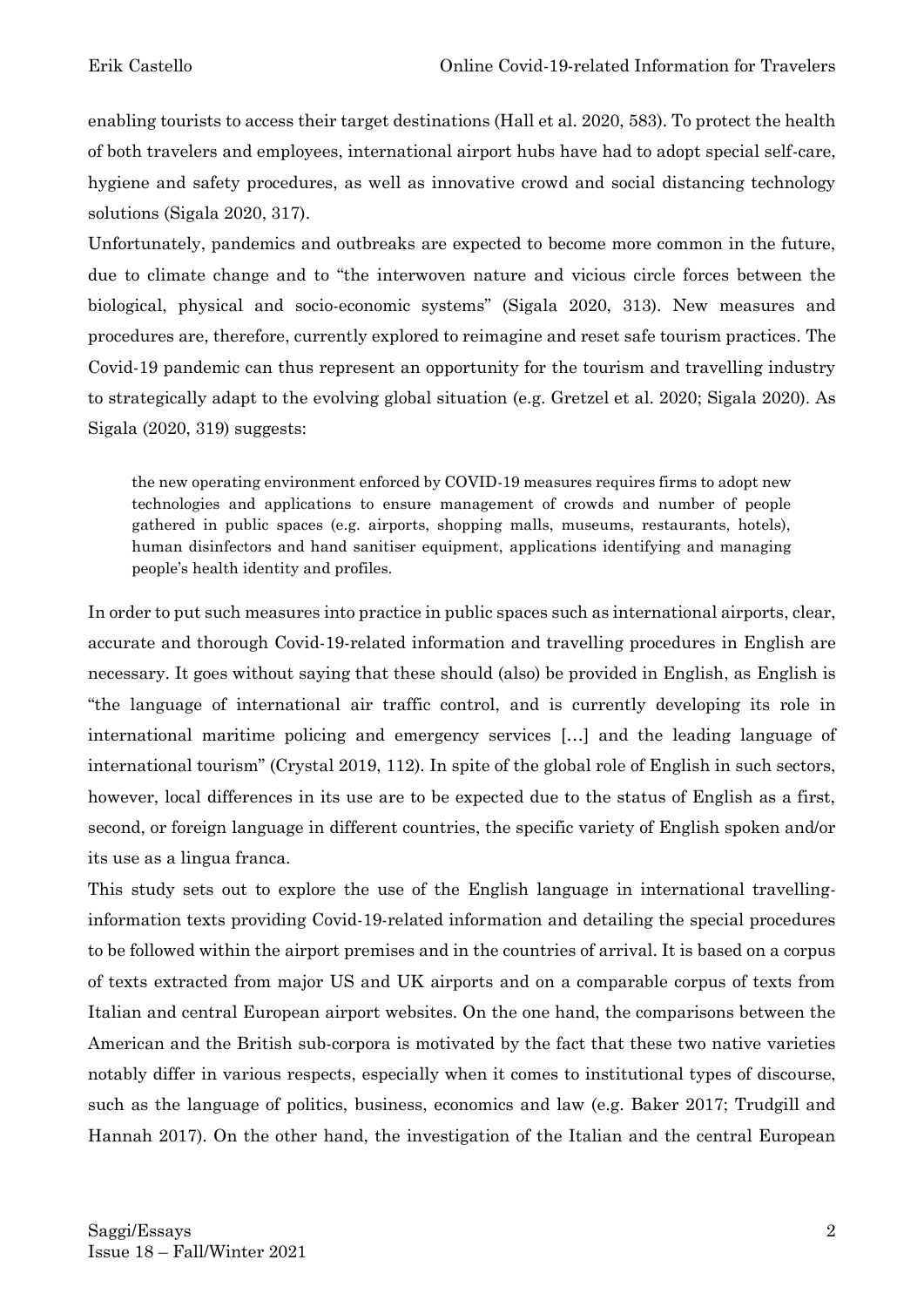enabling tourists to access their target destinations (Hall et al. 2020, 583). To protect the health of both travelers and employees, international airport hubs have had to adopt special self-care, hygiene and safety procedures, as well as innovative crowd and social distancing technology solutions (Sigala 2020, 317).

Unfortunately, pandemics and outbreaks are expected to become more common in the future, due to climate change and to "the interwoven nature and vicious circle forces between the biological, physical and socio-economic systems" (Sigala 2020, 313). New measures and procedures are, therefore, currently explored to reimagine and reset safe tourism practices. The Covid-19 pandemic can thus represent an opportunity for the tourism and travelling industry to strategically adapt to the evolving global situation (e.g. Gretzel et al. 2020; Sigala 2020). As Sigala (2020, 319) suggests:

> the new operating environment enforced by COVID-19 measures requires firms to adopt new technologies and applications to ensure management of crowds and number of people gathered in public spaces (e.g. airports, shopping malls, museums, restaurants, hotels), human disinfectors and hand sanitiser equipment, applications identifying and managing people's health identity and profiles.

In order to put such measures into practice in public spaces such as international airports, clear, accurate and thorough Covid-19-related information and travelling procedures in English are necessary. It goes without saying that these should (also) be provided in English, as English is "the language of international air traffic control, and is currently developing its role in international maritime policing and emergency services […] and the leading language of international tourism" (Crystal 2019, 112). In spite of the global role of English in such sectors, however, local differences in its use are to be expected due to the status of English as a first, second, or foreign language in different countries, the specific variety of English spoken and/or its use as a lingua franca.

This study sets out to explore the use of the English language in international travelling-information texts providing Covid-19-related information and detailing the special procedures to be followed within the airport premises and in the countries of arrival. It is based on a corpus of texts extracted from major US and UK airports and on a comparable corpus of texts from Italian and central European airport websites. On the one hand, the comparisons between the American and the British sub-corpora is motivated by the fact that these two native varieties notably differ in various respects, especially when it comes to institutional types of discourse, such as the language of politics, business, economics and law (e.g. Baker 2017; Trudgill and Hannah 2017). On the other hand, the investigation of the Italian and the central European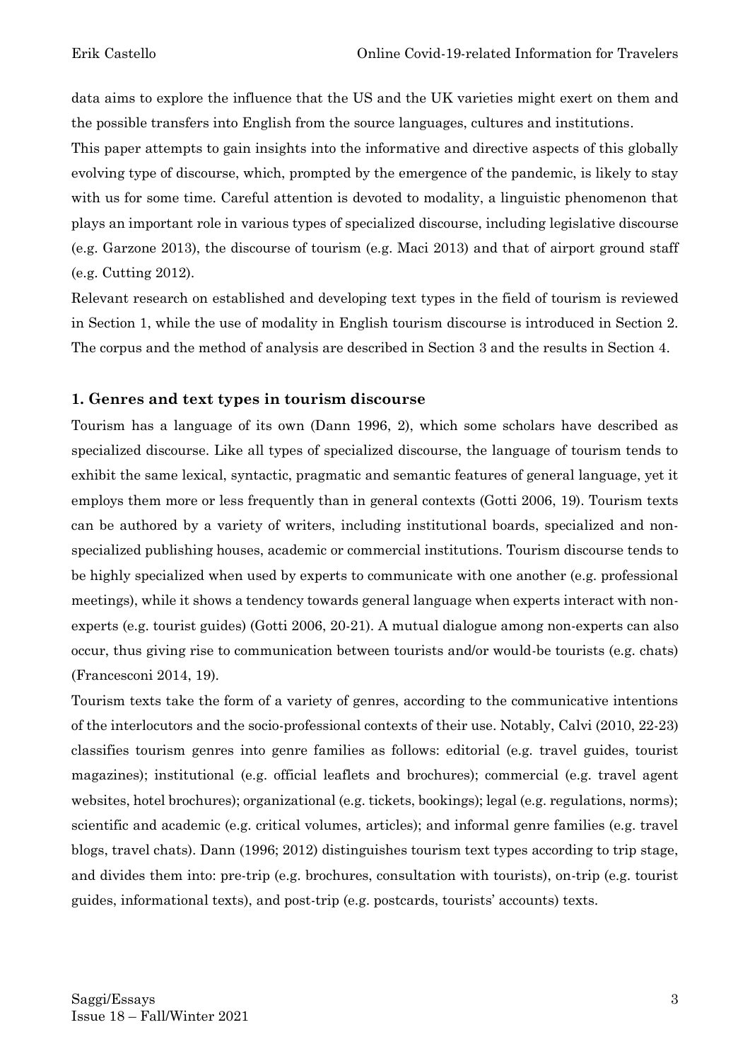data aims to explore the influence that the US and the UK varieties might exert on them and the possible transfers into English from the source languages, cultures and institutions.

This paper attempts to gain insights into the informative and directive aspects of this globally evolving type of discourse, which, prompted by the emergence of the pandemic, is likely to stay with us for some time. Careful attention is devoted to modality, a linguistic phenomenon that plays an important role in various types of specialized discourse, including legislative discourse (e.g. Garzone 2013), the discourse of tourism (e.g. Maci 2013) and that of airport ground staff (e.g. Cutting 2012).

Relevant research on established and developing text types in the field of tourism is reviewed in Section 1, while the use of modality in English tourism discourse is introduced in Section 2. The corpus and the method of analysis are described in Section 3 and the results in Section 4.

## 1. Genres and text types in tourism discourse

Tourism has a language of its own (Dann 1996, 2), which some scholars have described as specialized discourse. Like all types of specialized discourse, the language of tourism tends to exhibit the same lexical, syntactic, pragmatic and semantic features of general language, yet it employs them more or less frequently than in general contexts (Gotti 2006, 19). Tourism texts can be authored by a variety of writers, including institutional boards, specialized and non-specialized publishing houses, academic or commercial institutions. Tourism discourse tends to be highly specialized when used by experts to communicate with one another (e.g. professional meetings), while it shows a tendency towards general language when experts interact with non-experts (e.g. tourist guides) (Gotti 2006, 20-21). A mutual dialogue among non-experts can also occur, thus giving rise to communication between tourists and/or would-be tourists (e.g. chats) (Francesconi 2014, 19).

Tourism texts take the form of a variety of genres, according to the communicative intentions of the interlocutors and the socio-professional contexts of their use. Notably, Calvi (2010, 22-23) classifies tourism genres into genre families as follows: editorial (e.g. travel guides, tourist magazines); institutional (e.g. official leaflets and brochures); commercial (e.g. travel agent websites, hotel brochures); organizational (e.g. tickets, bookings); legal (e.g. regulations, norms); scientific and academic (e.g. critical volumes, articles); and informal genre families (e.g. travel blogs, travel chats). Dann (1996; 2012) distinguishes tourism text types according to trip stage, and divides them into: pre-trip (e.g. brochures, consultation with tourists), on-trip (e.g. tourist guides, informational texts), and post-trip (e.g. postcards, tourists' accounts) texts.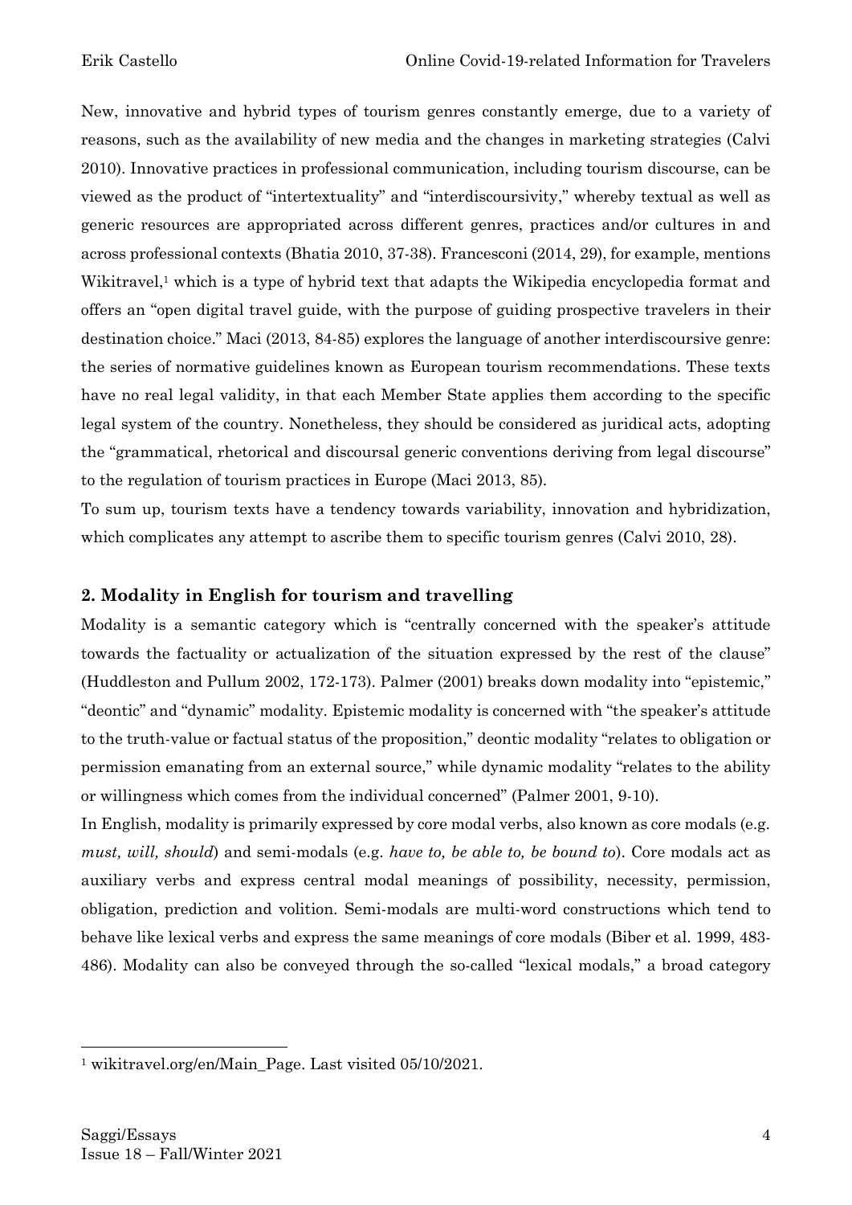New, innovative and hybrid types of tourism genres constantly emerge, due to a variety of reasons, such as the availability of new media and the changes in marketing strategies (Calvi 2010). Innovative practices in professional communication, including tourism discourse, can be viewed as the product of "intertextuality" and "interdiscoursivity," whereby textual as well as generic resources are appropriated across different genres, practices and/or cultures in and across professional contexts (Bhatia 2010, 37-38). Francesconi (2014, 29), for example, mentions Wikitravel,[1] which is a type of hybrid text that adapts the Wikipedia encyclopedia format and offers an "open digital travel guide, with the purpose of guiding prospective travelers in their destination choice." Maci (2013, 84-85) explores the language of another interdiscoursive genre: the series of normative guidelines known as European tourism recommendations. These texts have no real legal validity, in that each Member State applies them according to the specific legal system of the country. Nonetheless, they should be considered as juridical acts, adopting the "grammatical, rhetorical and discoursal generic conventions deriving from legal discourse" to the regulation of tourism practices in Europe (Maci 2013, 85).

To sum up, tourism texts have a tendency towards variability, innovation and hybridization, which complicates any attempt to ascribe them to specific tourism genres (Calvi 2010, 28).

## 2. Modality in English for tourism and travelling

Modality is a semantic category which is "centrally concerned with the speaker's attitude towards the factuality or actualization of the situation expressed by the rest of the clause" (Huddleston and Pullum 2002, 172-173). Palmer (2001) breaks down modality into "epistemic," "deontic" and "dynamic" modality. Epistemic modality is concerned with "the speaker's attitude to the truth-value or factual status of the proposition," deontic modality "relates to obligation or permission emanating from an external source," while dynamic modality "relates to the ability or willingness which comes from the individual concerned" (Palmer 2001, 9-10).

In English, modality is primarily expressed by core modal verbs, also known as core modals (e.g. *must, will, should*) and semi-modals (e.g. *have to, be able to, be bound to*). Core modals act as auxiliary verbs and express central modal meanings of possibility, necessity, permission, obligation, prediction and volition. Semi-modals are multi-word constructions which tend to behave like lexical verbs and express the same meanings of core modals (Biber et al. 1999, 483-486). Modality can also be conveyed through the so-called "lexical modals," a broad category

[1] wikitravel.org/en/Main_Page. Last visited 05/10/2021.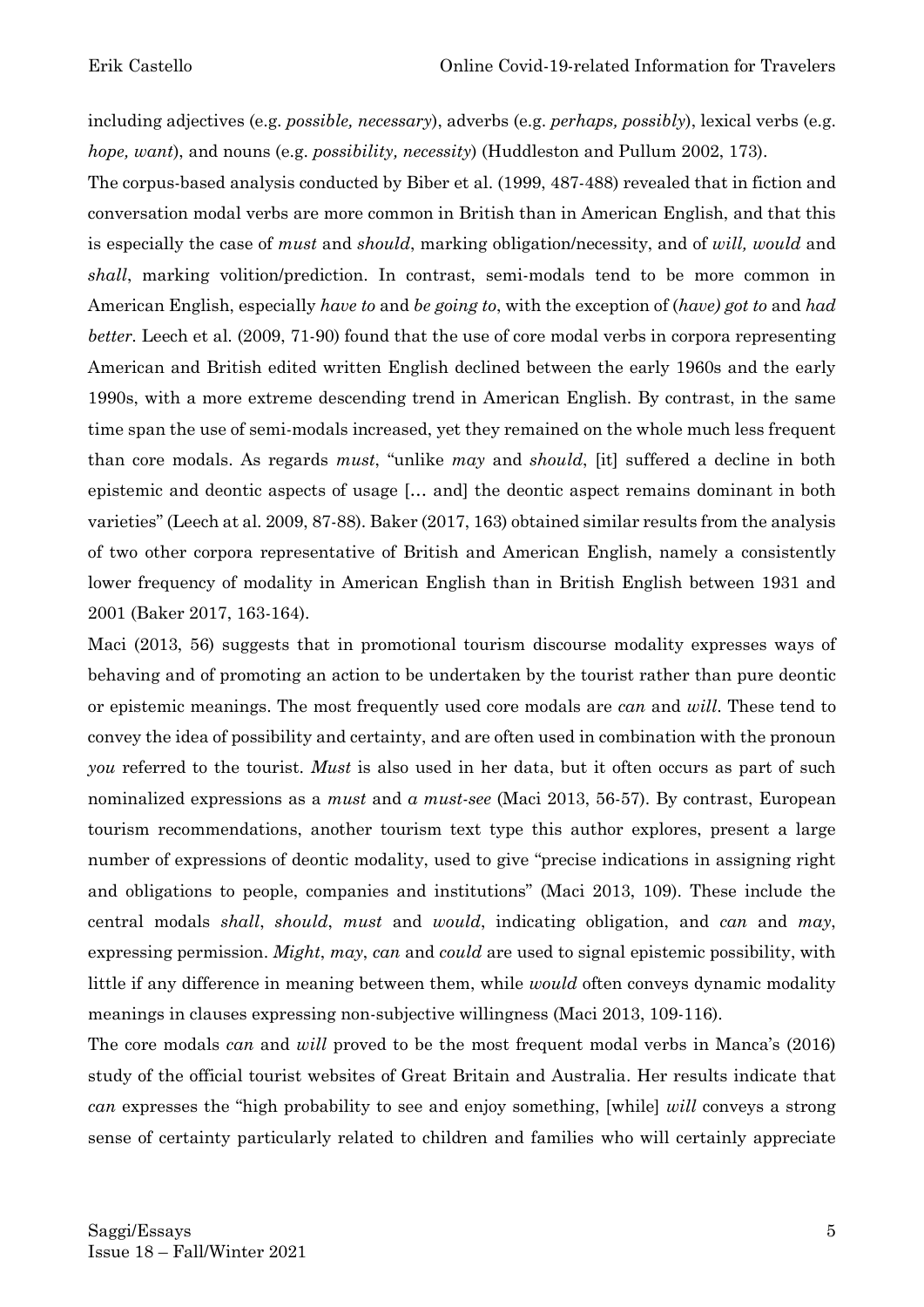including adjectives (e.g. *possible, necessary*), adverbs (e.g. *perhaps, possibly*), lexical verbs (e.g. *hope, want*), and nouns (e.g. *possibility, necessity*) (Huddleston and Pullum 2002, 173).

The corpus-based analysis conducted by Biber et al. (1999, 487-488) revealed that in fiction and conversation modal verbs are more common in British than in American English, and that this is especially the case of *must* and *should*, marking obligation/necessity, and of *will, would* and *shall*, marking volition/prediction. In contrast, semi-modals tend to be more common in American English, especially *have to* and *be going to*, with the exception of (*have) got to* and *had better*. Leech et al. (2009, 71-90) found that the use of core modal verbs in corpora representing American and British edited written English declined between the early 1960s and the early 1990s, with a more extreme descending trend in American English. By contrast, in the same time span the use of semi-modals increased, yet they remained on the whole much less frequent than core modals. As regards *must*, "unlike *may* and *should*, [it] suffered a decline in both epistemic and deontic aspects of usage [… and] the deontic aspect remains dominant in both varieties" (Leech at al. 2009, 87-88). Baker (2017, 163) obtained similar results from the analysis of two other corpora representative of British and American English, namely a consistently lower frequency of modality in American English than in British English between 1931 and 2001 (Baker 2017, 163-164).

Maci (2013, 56) suggests that in promotional tourism discourse modality expresses ways of behaving and of promoting an action to be undertaken by the tourist rather than pure deontic or epistemic meanings. The most frequently used core modals are *can* and *will*. These tend to convey the idea of possibility and certainty, and are often used in combination with the pronoun *you* referred to the tourist. *Must* is also used in her data, but it often occurs as part of such nominalized expressions as a *must* and *a must-see* (Maci 2013, 56-57). By contrast, European tourism recommendations, another tourism text type this author explores, present a large number of expressions of deontic modality, used to give "precise indications in assigning right and obligations to people, companies and institutions" (Maci 2013, 109). These include the central modals *shall*, *should*, *must* and *would*, indicating obligation, and *can* and *may*, expressing permission. *Might*, *may*, *can* and *could* are used to signal epistemic possibility, with little if any difference in meaning between them, while *would* often conveys dynamic modality meanings in clauses expressing non-subjective willingness (Maci 2013, 109-116).

The core modals *can* and *will* proved to be the most frequent modal verbs in Manca's (2016) study of the official tourist websites of Great Britain and Australia. Her results indicate that *can* expresses the "high probability to see and enjoy something, [while] *will* conveys a strong sense of certainty particularly related to children and families who will certainly appreciate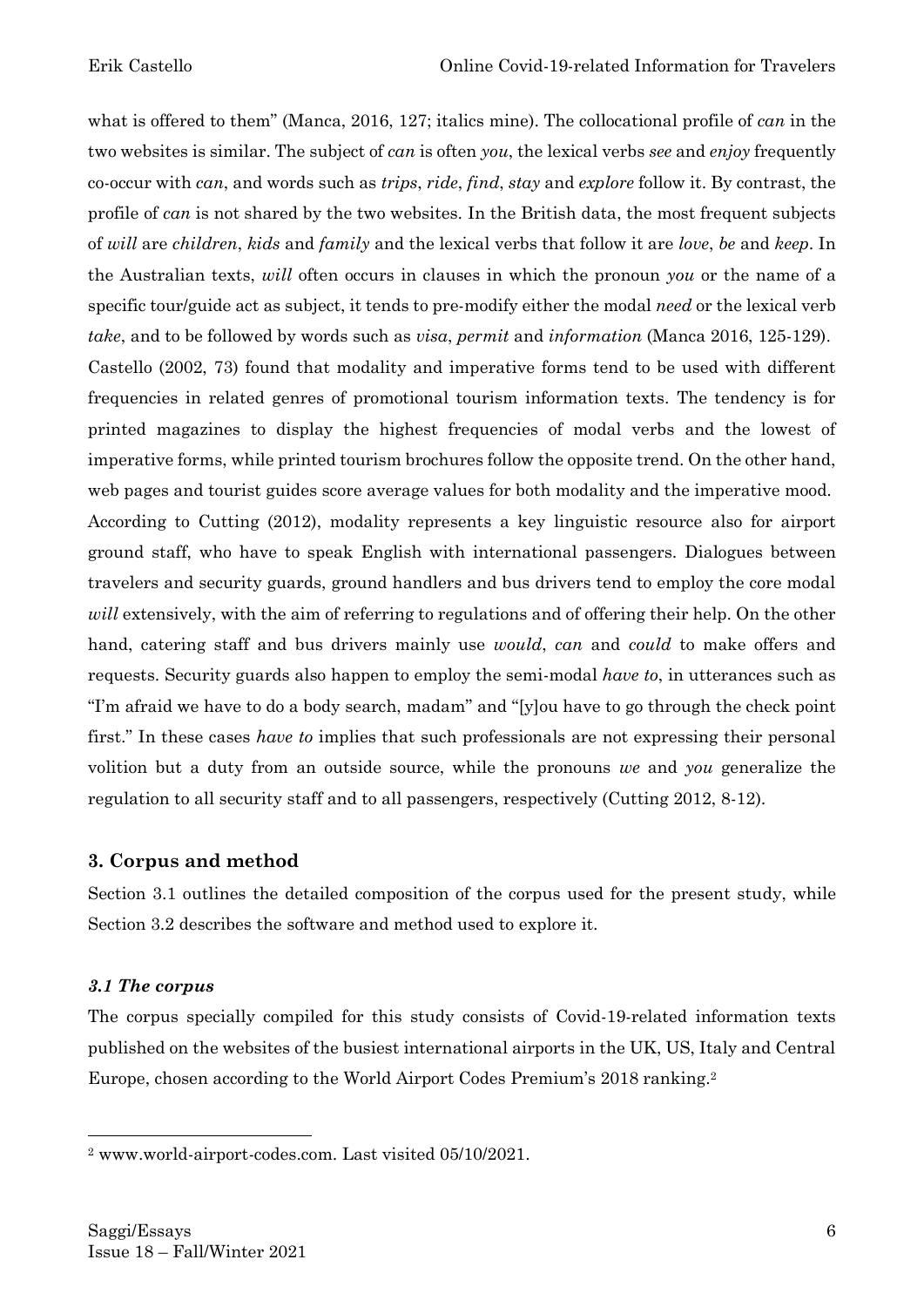what is offered to them" (Manca, 2016, 127; italics mine). The collocational profile of *can* in the two websites is similar. The subject of *can* is often *you*, the lexical verbs *see* and *enjoy* frequently co-occur with *can*, and words such as *trips*, *ride*, *find*, *stay* and *explore* follow it. By contrast, the profile of *can* is not shared by the two websites. In the British data, the most frequent subjects of *will* are *children*, *kids* and *family* and the lexical verbs that follow it are *love*, *be* and *keep*. In the Australian texts, *will* often occurs in clauses in which the pronoun *you* or the name of a specific tour/guide act as subject, it tends to pre-modify either the modal *need* or the lexical verb *take*, and to be followed by words such as *visa*, *permit* and *information* (Manca 2016, 125-129). Castello (2002, 73) found that modality and imperative forms tend to be used with different frequencies in related genres of promotional tourism information texts. The tendency is for printed magazines to display the highest frequencies of modal verbs and the lowest of imperative forms, while printed tourism brochures follow the opposite trend. On the other hand, web pages and tourist guides score average values for both modality and the imperative mood. According to Cutting (2012), modality represents a key linguistic resource also for airport ground staff, who have to speak English with international passengers. Dialogues between travelers and security guards, ground handlers and bus drivers tend to employ the core modal *will* extensively, with the aim of referring to regulations and of offering their help. On the other hand, catering staff and bus drivers mainly use *would*, *can* and *could* to make offers and requests. Security guards also happen to employ the semi-modal *have to*, in utterances such as "I'm afraid we have to do a body search, madam" and "[y]ou have to go through the check point first." In these cases *have to* implies that such professionals are not expressing their personal volition but a duty from an outside source, while the pronouns *we* and *you* generalize the regulation to all security staff and to all passengers, respectively (Cutting 2012, 8-12).

## 3. Corpus and method

Section 3.1 outlines the detailed composition of the corpus used for the present study, while Section 3.2 describes the software and method used to explore it.

### *3.1 The corpus*

The corpus specially compiled for this study consists of Covid-19-related information texts published on the websites of the busiest international airports in the UK, US, Italy and Central Europe, chosen according to the World Airport Codes Premium's 2018 ranking.[2]

[2] www.world-airport-codes.com. Last visited 05/10/2021.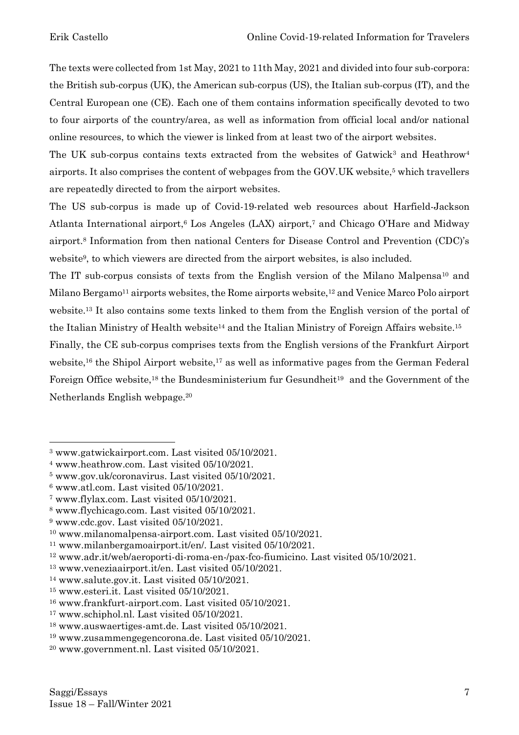The texts were collected from 1st May, 2021 to 11th May, 2021 and divided into four sub-corpora: the British sub-corpus (UK), the American sub-corpus (US), the Italian sub-corpus (IT), and the Central European one (CE). Each one of them contains information specifically devoted to two to four airports of the country/area, as well as information from official local and/or national online resources, to which the viewer is linked from at least two of the airport websites.

The UK sub-corpus contains texts extracted from the websites of Gatwick[3] and Heathrow[4] airports. It also comprises the content of webpages from the GOV.UK website,[5] which travellers are repeatedly directed to from the airport websites.

The US sub-corpus is made up of Covid-19-related web resources about Harfield-Jackson Atlanta International airport,[6] Los Angeles (LAX) airport,[7] and Chicago O'Hare and Midway airport.[8] Information from then national Centers for Disease Control and Prevention (CDC)'s website[9], to which viewers are directed from the airport websites, is also included.

The IT sub-corpus consists of texts from the English version of the Milano Malpensa[10] and Milano Bergamo[11] airports websites, the Rome airports website,[12] and Venice Marco Polo airport website.[13] It also contains some texts linked to them from the English version of the portal of the Italian Ministry of Health website[14] and the Italian Ministry of Foreign Affairs website.[15]

Finally, the CE sub-corpus comprises texts from the English versions of the Frankfurt Airport website,[16] the Shipol Airport website,[17] as well as informative pages from the German Federal Foreign Office website,[18] the Bundesministerium fur Gesundheit[19] and the Government of the Netherlands English webpage.[20]

---

[3] www.gatwickairport.com. Last visited 05/10/2021.

[4] www.heathrow.com. Last visited 05/10/2021.

[5] www.gov.uk/coronavirus. Last visited 05/10/2021.

[6] www.atl.com. Last visited 05/10/2021.

[7] www.flylax.com. Last visited 05/10/2021.

[8] www.flychicago.com. Last visited 05/10/2021.

[9] www.cdc.gov. Last visited 05/10/2021.

[10] www.milanomalpensa-airport.com. Last visited 05/10/2021.

[11] www.milanbergamoairport.it/en/. Last visited 05/10/2021.

[12] www.adr.it/web/aeroporti-di-roma-en-/pax-fco-fiumicino. Last visited 05/10/2021.

[13] www.veneziaairport.it/en. Last visited 05/10/2021.

[14] www.salute.gov.it. Last visited 05/10/2021.

[15] www.esteri.it. Last visited 05/10/2021.

[16] www.frankfurt-airport.com. Last visited 05/10/2021.

[17] www.schiphol.nl. Last visited 05/10/2021.

[18] www.auswaertiges-amt.de. Last visited 05/10/2021.

[19] www.zusammengegencorona.de. Last visited 05/10/2021.

[20] www.government.nl. Last visited 05/10/2021.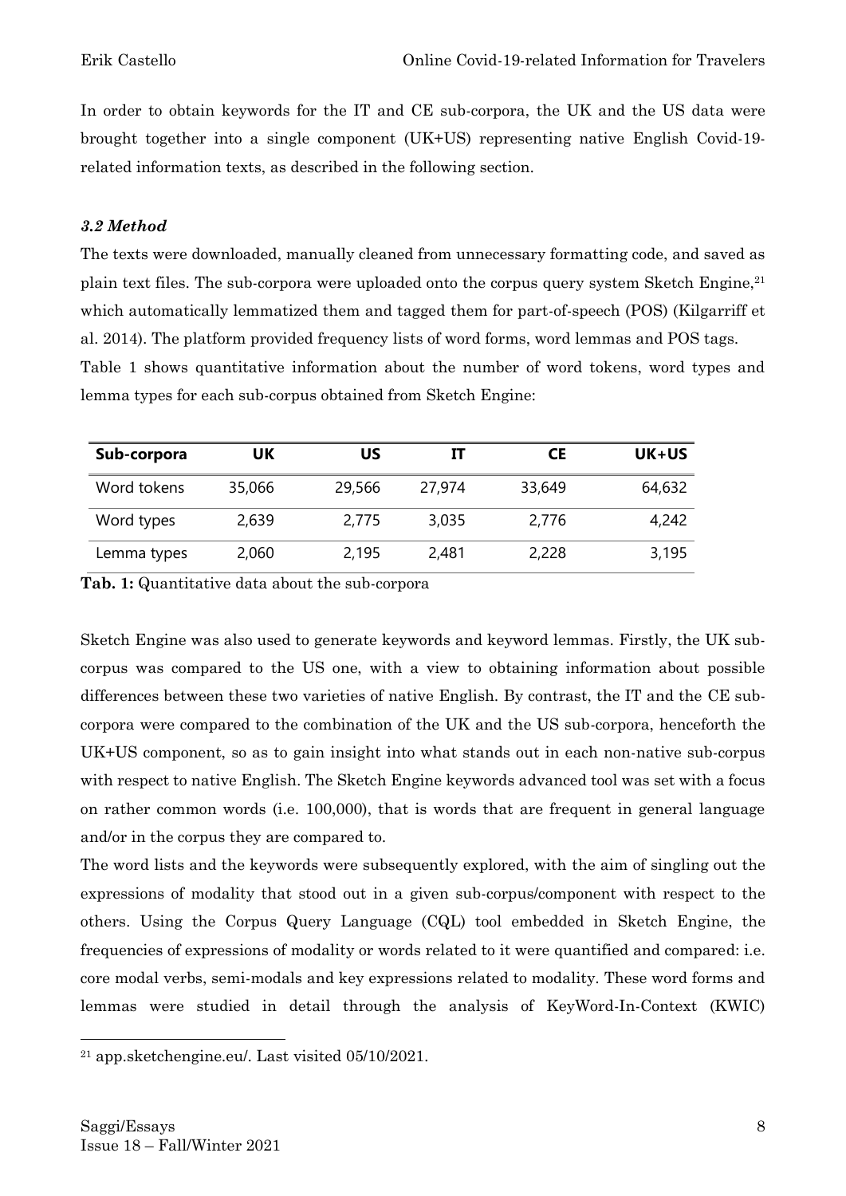In order to obtain keywords for the IT and CE sub-corpora, the UK and the US data were brought together into a single component (UK+US) representing native English Covid-19-related information texts, as described in the following section.

### *3.2 Method*

The texts were downloaded, manually cleaned from unnecessary formatting code, and saved as plain text files. The sub-corpora were uploaded onto the corpus query system Sketch Engine,[21] which automatically lemmatized them and tagged them for part-of-speech (POS) (Kilgarriff et al. 2014). The platform provided frequency lists of word forms, word lemmas and POS tags.

Table 1 shows quantitative information about the number of word tokens, word types and lemma types for each sub-corpus obtained from Sketch Engine:

| Sub-corpora | UK | US | IT | CE | UK+US |
|---|---|---|---|---|---|
| Word tokens | 35,066 | 29,566 | 27,974 | 33,649 | 64,632 |
| Word types | 2,639 | 2,775 | 3,035 | 2,776 | 4,242 |
| Lemma types | 2,060 | 2,195 | 2,481 | 2,228 | 3,195 |

**Tab. 1:** Quantitative data about the sub-corpora

Sketch Engine was also used to generate keywords and keyword lemmas. Firstly, the UK sub-corpus was compared to the US one, with a view to obtaining information about possible differences between these two varieties of native English. By contrast, the IT and the CE sub-corpora were compared to the combination of the UK and the US sub-corpora, henceforth the UK+US component, so as to gain insight into what stands out in each non-native sub-corpus with respect to native English. The Sketch Engine keywords advanced tool was set with a focus on rather common words (i.e. 100,000), that is words that are frequent in general language and/or in the corpus they are compared to.

The word lists and the keywords were subsequently explored, with the aim of singling out the expressions of modality that stood out in a given sub-corpus/component with respect to the others. Using the Corpus Query Language (CQL) tool embedded in Sketch Engine, the frequencies of expressions of modality or words related to it were quantified and compared: i.e. core modal verbs, semi-modals and key expressions related to modality. These word forms and lemmas were studied in detail through the analysis of KeyWord-In-Context (KWIC)

[21] app.sketchengine.eu/. Last visited 05/10/2021.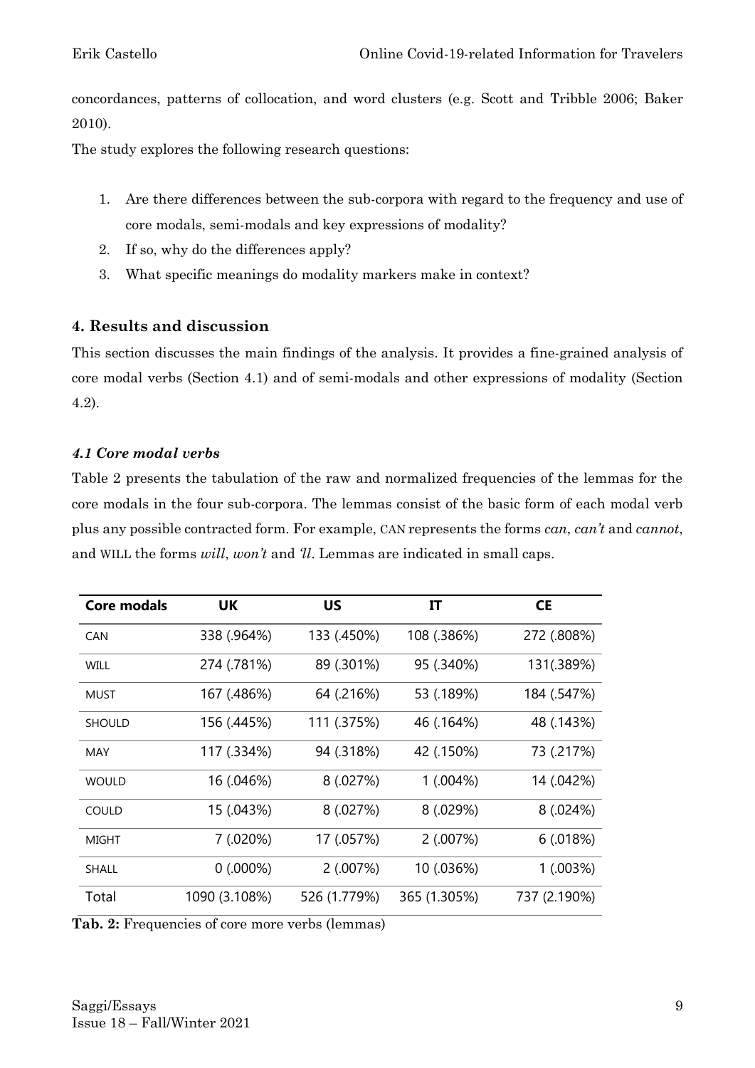concordances, patterns of collocation, and word clusters (e.g. Scott and Tribble 2006; Baker 2010).

The study explores the following research questions:

1. Are there differences between the sub-corpora with regard to the frequency and use of core modals, semi-modals and key expressions of modality?
2. If so, why do the differences apply?
3. What specific meanings do modality markers make in context?

## 4. Results and discussion

This section discusses the main findings of the analysis. It provides a fine-grained analysis of core modal verbs (Section 4.1) and of semi-modals and other expressions of modality (Section 4.2).

### *4.1 Core modal verbs*

Table 2 presents the tabulation of the raw and normalized frequencies of the lemmas for the core modals in the four sub-corpora. The lemmas consist of the basic form of each modal verb plus any possible contracted form. For example, CAN represents the forms *can*, *can't* and *cannot*, and WILL the forms *will*, *won't* and *'ll*. Lemmas are indicated in small caps.

| Core modals | UK | US | IT | CE |
|---|---|---|---|---|
| CAN | 338 (.964%) | 133 (.450%) | 108 (.386%) | 272 (.808%) |
| WILL | 274 (.781%) | 89 (.301%) | 95 (.340%) | 131(.389%) |
| MUST | 167 (.486%) | 64 (.216%) | 53 (.189%) | 184 (.547%) |
| SHOULD | 156 (.445%) | 111 (.375%) | 46 (.164%) | 48 (.143%) |
| MAY | 117 (.334%) | 94 (.318%) | 42 (.150%) | 73 (.217%) |
| WOULD | 16 (.046%) | 8 (.027%) | 1 (.004%) | 14 (.042%) |
| COULD | 15 (.043%) | 8 (.027%) | 8 (.029%) | 8 (.024%) |
| MIGHT | 7 (.020%) | 17 (.057%) | 2 (.007%) | 6 (.018%) |
| SHALL | 0 (.000%) | 2 (.007%) | 10 (.036%) | 1 (.003%) |
| Total | 1090 (3.108%) | 526 (1.779%) | 365 (1.305%) | 737 (2.190%) |

**Tab. 2:** Frequencies of core more verbs (lemmas)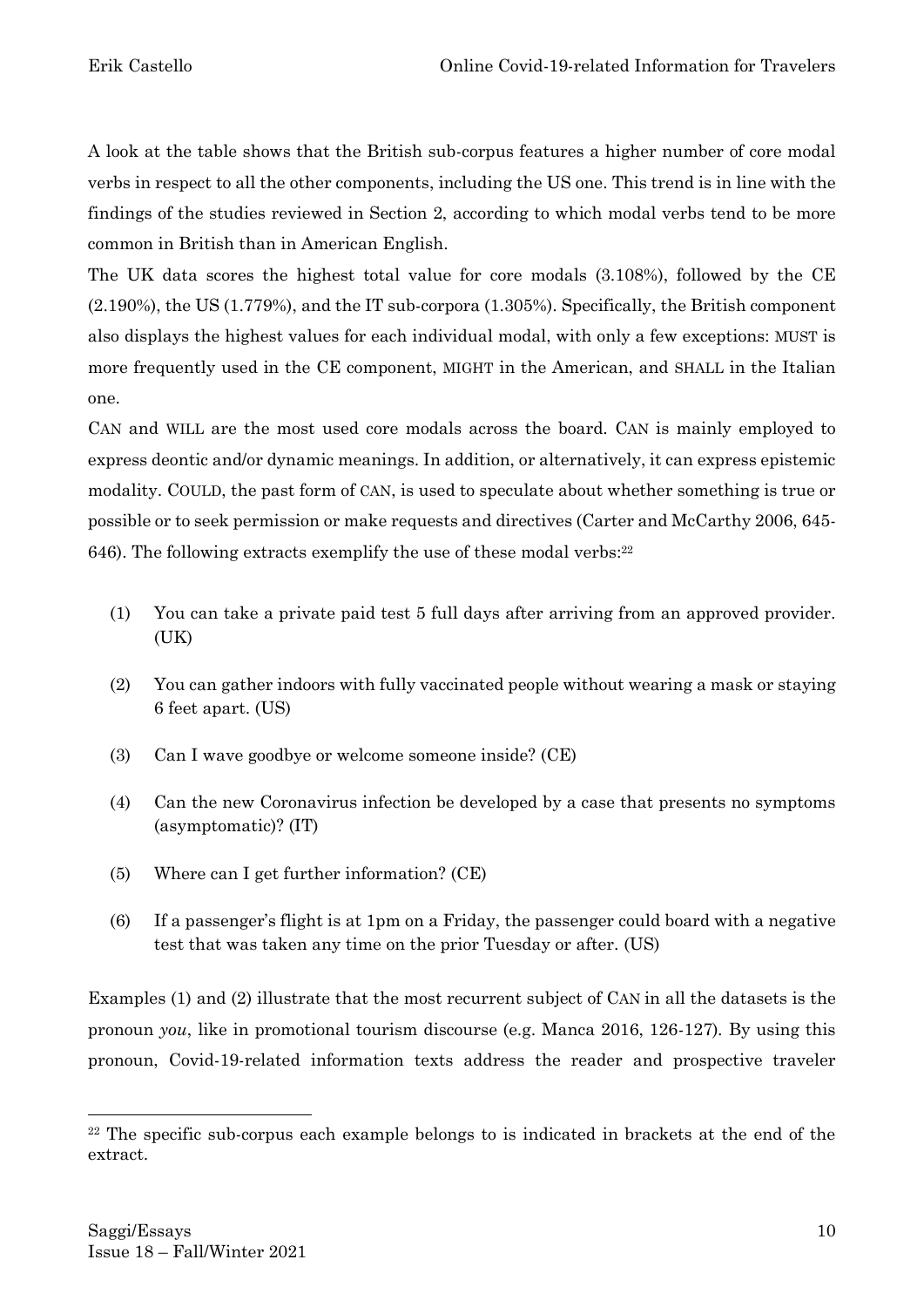A look at the table shows that the British sub-corpus features a higher number of core modal verbs in respect to all the other components, including the US one. This trend is in line with the findings of the studies reviewed in Section 2, according to which modal verbs tend to be more common in British than in American English.

The UK data scores the highest total value for core modals (3.108%), followed by the CE (2.190%), the US (1.779%), and the IT sub-corpora (1.305%). Specifically, the British component also displays the highest values for each individual modal, with only a few exceptions: MUST is more frequently used in the CE component, MIGHT in the American, and SHALL in the Italian one.

CAN and WILL are the most used core modals across the board. CAN is mainly employed to express deontic and/or dynamic meanings. In addition, or alternatively, it can express epistemic modality. COULD, the past form of CAN, is used to speculate about whether something is true or possible or to seek permission or make requests and directives (Carter and McCarthy 2006, 645-646). The following extracts exemplify the use of these modal verbs:[22]

(1) You can take a private paid test 5 full days after arriving from an approved provider. (UK)

(2) You can gather indoors with fully vaccinated people without wearing a mask or staying 6 feet apart. (US)

(3) Can I wave goodbye or welcome someone inside? (CE)

(4) Can the new Coronavirus infection be developed by a case that presents no symptoms (asymptomatic)? (IT)

(5) Where can I get further information? (CE)

(6) If a passenger's flight is at 1pm on a Friday, the passenger could board with a negative test that was taken any time on the prior Tuesday or after. (US)

Examples (1) and (2) illustrate that the most recurrent subject of CAN in all the datasets is the pronoun *you*, like in promotional tourism discourse (e.g. Manca 2016, 126-127). By using this pronoun, Covid-19-related information texts address the reader and prospective traveler

[22] The specific sub-corpus each example belongs to is indicated in brackets at the end of the extract.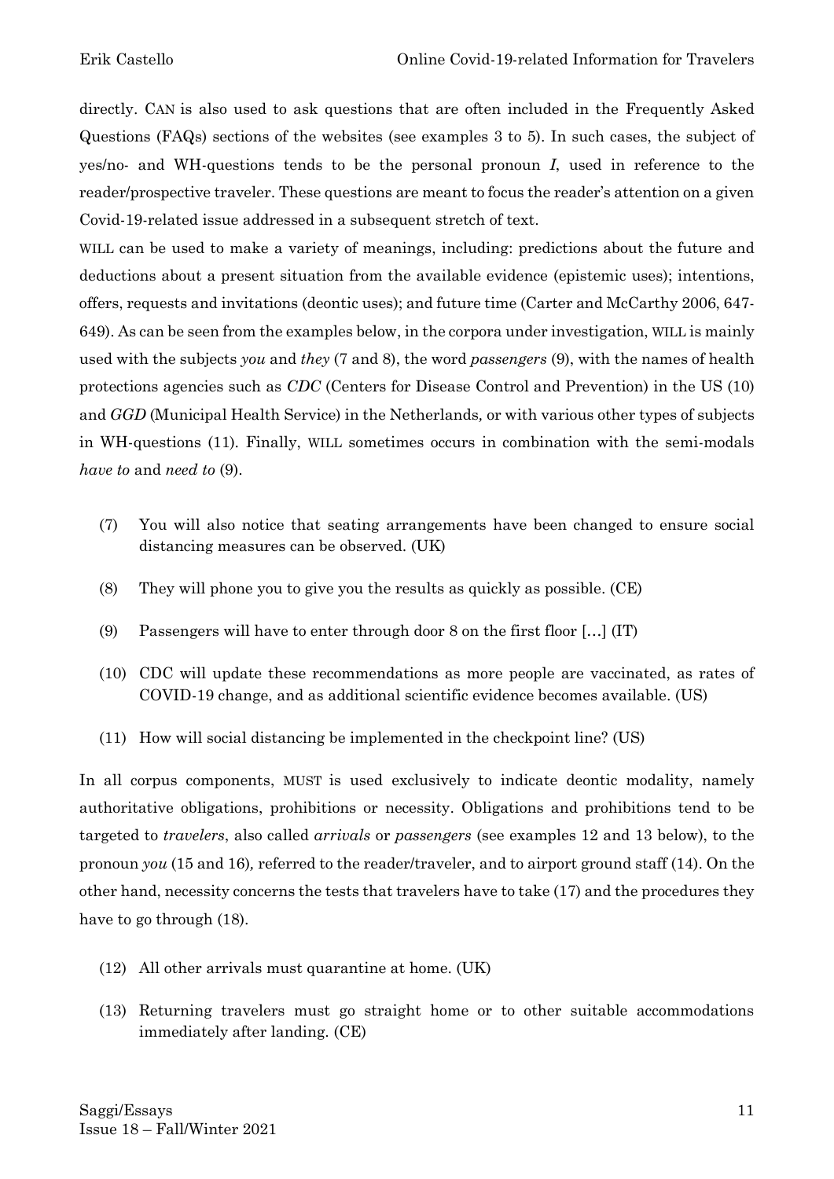directly. CAN is also used to ask questions that are often included in the Frequently Asked Questions (FAQs) sections of the websites (see examples 3 to 5). In such cases, the subject of yes/no- and WH-questions tends to be the personal pronoun *I*, used in reference to the reader/prospective traveler. These questions are meant to focus the reader's attention on a given Covid-19-related issue addressed in a subsequent stretch of text.

WILL can be used to make a variety of meanings, including: predictions about the future and deductions about a present situation from the available evidence (epistemic uses); intentions, offers, requests and invitations (deontic uses); and future time (Carter and McCarthy 2006, 647-649). As can be seen from the examples below, in the corpora under investigation, WILL is mainly used with the subjects *you* and *they* (7 and 8), the word *passengers* (9), with the names of health protections agencies such as *CDC* (Centers for Disease Control and Prevention) in the US (10) and *GGD* (Municipal Health Service) in the Netherlands, or with various other types of subjects in WH-questions (11). Finally, WILL sometimes occurs in combination with the semi-modals *have to* and *need to* (9).

(7) You will also notice that seating arrangements have been changed to ensure social distancing measures can be observed. (UK)

(8) They will phone you to give you the results as quickly as possible. (CE)

(9) Passengers will have to enter through door 8 on the first floor […] (IT)

(10) CDC will update these recommendations as more people are vaccinated, as rates of COVID-19 change, and as additional scientific evidence becomes available. (US)

(11) How will social distancing be implemented in the checkpoint line? (US)

In all corpus components, MUST is used exclusively to indicate deontic modality, namely authoritative obligations, prohibitions or necessity. Obligations and prohibitions tend to be targeted to *travelers*, also called *arrivals* or *passengers* (see examples 12 and 13 below), to the pronoun *you* (15 and 16), referred to the reader/traveler, and to airport ground staff (14). On the other hand, necessity concerns the tests that travelers have to take (17) and the procedures they have to go through (18).

(12) All other arrivals must quarantine at home. (UK)

(13) Returning travelers must go straight home or to other suitable accommodations immediately after landing. (CE)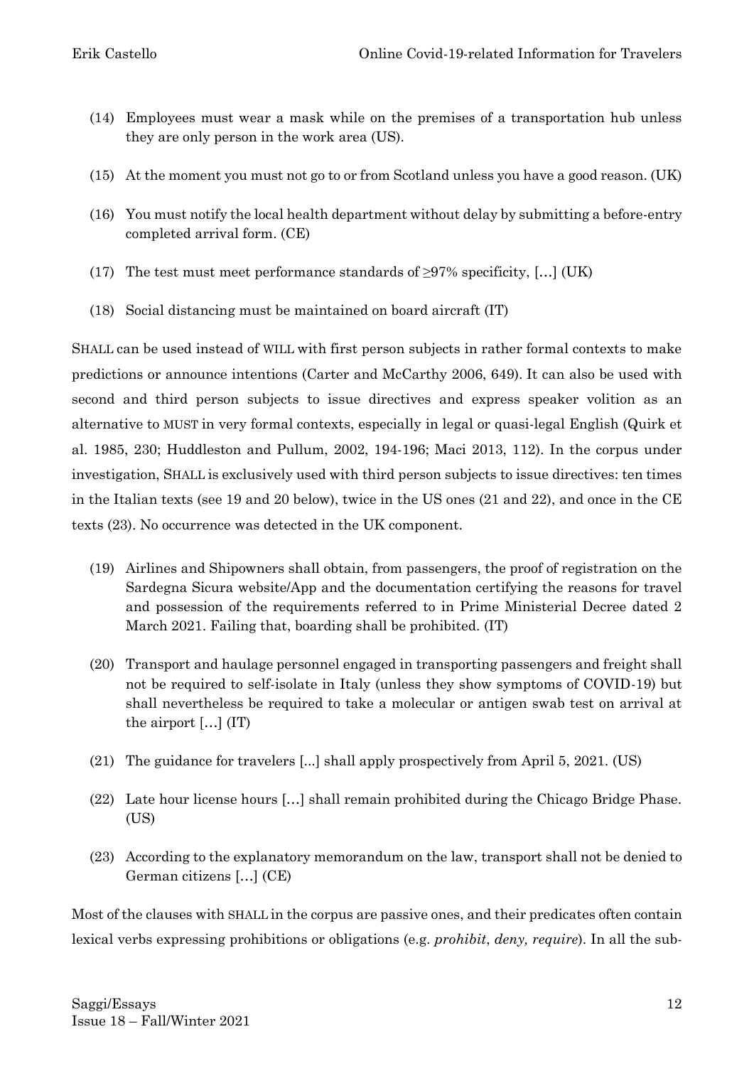(14) Employees must wear a mask while on the premises of a transportation hub unless they are only person in the work area (US).

(15) At the moment you must not go to or from Scotland unless you have a good reason. (UK)

(16) You must notify the local health department without delay by submitting a before-entry completed arrival form. (CE)

(17) The test must meet performance standards of ≥97% specificity, […] (UK)

(18) Social distancing must be maintained on board aircraft (IT)

SHALL can be used instead of WILL with first person subjects in rather formal contexts to make predictions or announce intentions (Carter and McCarthy 2006, 649). It can also be used with second and third person subjects to issue directives and express speaker volition as an alternative to MUST in very formal contexts, especially in legal or quasi-legal English (Quirk et al. 1985, 230; Huddleston and Pullum, 2002, 194-196; Maci 2013, 112). In the corpus under investigation, SHALL is exclusively used with third person subjects to issue directives: ten times in the Italian texts (see 19 and 20 below), twice in the US ones (21 and 22), and once in the CE texts (23). No occurrence was detected in the UK component.

(19) Airlines and Shipowners shall obtain, from passengers, the proof of registration on the Sardegna Sicura website/App and the documentation certifying the reasons for travel and possession of the requirements referred to in Prime Ministerial Decree dated 2 March 2021. Failing that, boarding shall be prohibited. (IT)

(20) Transport and haulage personnel engaged in transporting passengers and freight shall not be required to self-isolate in Italy (unless they show symptoms of COVID-19) but shall nevertheless be required to take a molecular or antigen swab test on arrival at the airport […] (IT)

(21) The guidance for travelers [...] shall apply prospectively from April 5, 2021. (US)

(22) Late hour license hours […] shall remain prohibited during the Chicago Bridge Phase. (US)

(23) According to the explanatory memorandum on the law, transport shall not be denied to German citizens […] (CE)

Most of the clauses with SHALL in the corpus are passive ones, and their predicates often contain lexical verbs expressing prohibitions or obligations (e.g. *prohibit*, *deny, require*). In all the sub-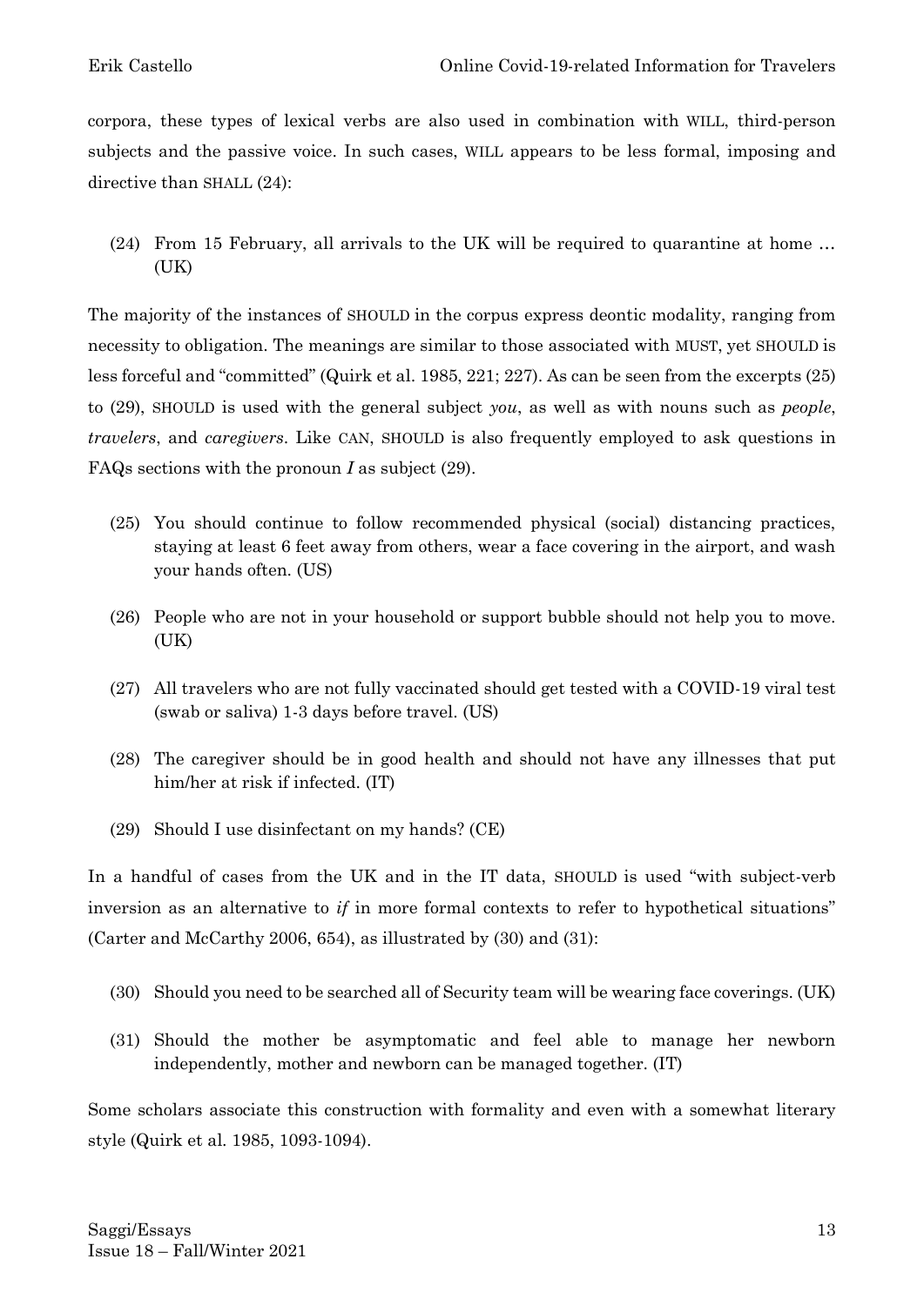corpora, these types of lexical verbs are also used in combination with WILL, third-person subjects and the passive voice. In such cases, WILL appears to be less formal, imposing and directive than SHALL (24):

(24) From 15 February, all arrivals to the UK will be required to quarantine at home … (UK)

The majority of the instances of SHOULD in the corpus express deontic modality, ranging from necessity to obligation. The meanings are similar to those associated with MUST, yet SHOULD is less forceful and "committed" (Quirk et al. 1985, 221; 227). As can be seen from the excerpts (25) to (29), SHOULD is used with the general subject *you*, as well as with nouns such as *people*, *travelers*, and *caregivers*. Like CAN, SHOULD is also frequently employed to ask questions in FAQs sections with the pronoun *I* as subject (29).

(25) You should continue to follow recommended physical (social) distancing practices, staying at least 6 feet away from others, wear a face covering in the airport, and wash your hands often. (US)

(26) People who are not in your household or support bubble should not help you to move. (UK)

(27) All travelers who are not fully vaccinated should get tested with a COVID-19 viral test (swab or saliva) 1-3 days before travel. (US)

(28) The caregiver should be in good health and should not have any illnesses that put him/her at risk if infected. (IT)

(29) Should I use disinfectant on my hands? (CE)

In a handful of cases from the UK and in the IT data, SHOULD is used "with subject-verb inversion as an alternative to *if* in more formal contexts to refer to hypothetical situations" (Carter and McCarthy 2006, 654), as illustrated by (30) and (31):

(30) Should you need to be searched all of Security team will be wearing face coverings. (UK)

(31) Should the mother be asymptomatic and feel able to manage her newborn independently, mother and newborn can be managed together. (IT)

Some scholars associate this construction with formality and even with a somewhat literary style (Quirk et al. 1985, 1093-1094).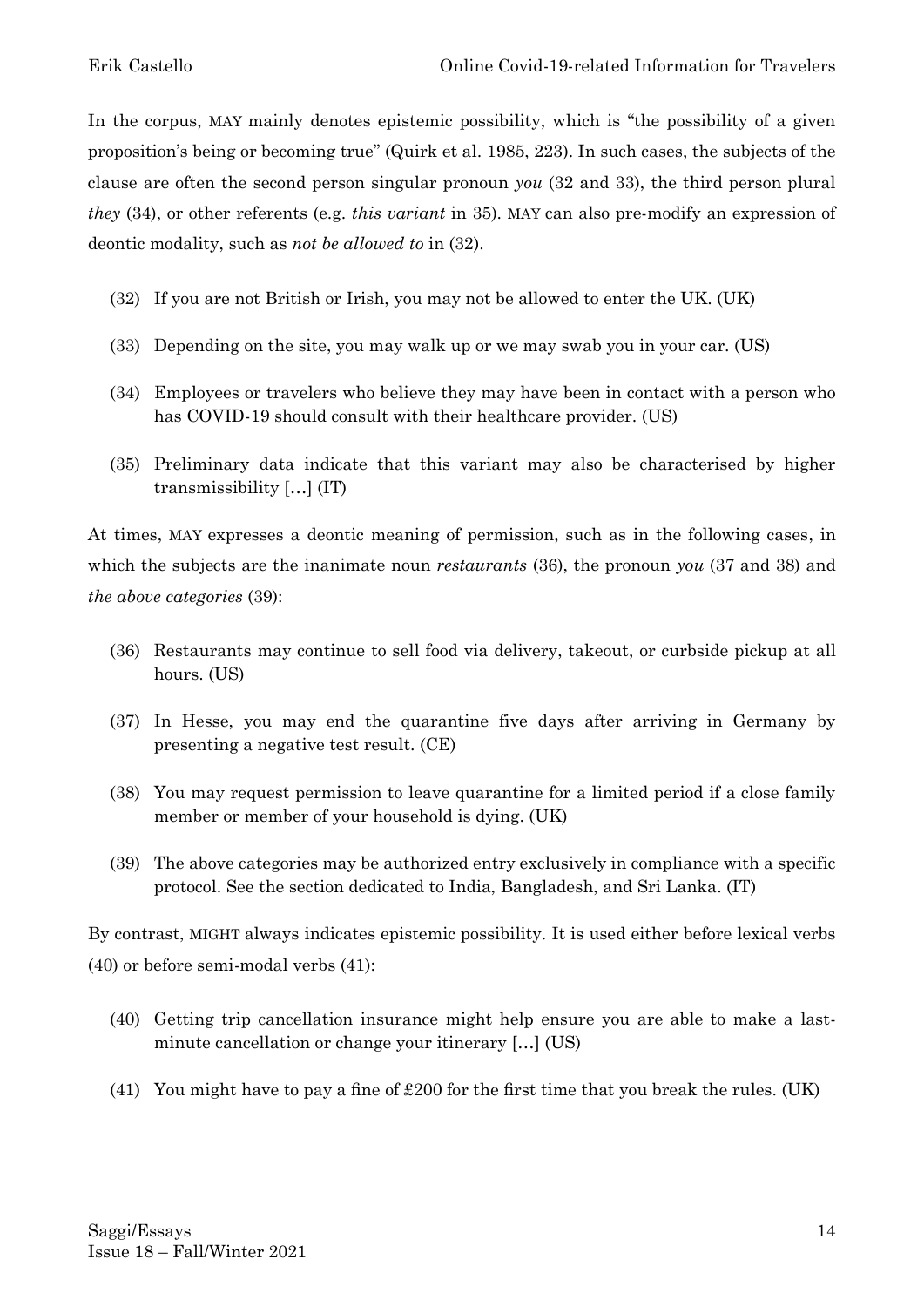In the corpus, MAY mainly denotes epistemic possibility, which is "the possibility of a given proposition's being or becoming true" (Quirk et al. 1985, 223). In such cases, the subjects of the clause are often the second person singular pronoun *you* (32 and 33), the third person plural *they* (34), or other referents (e.g. *this variant* in 35). MAY can also pre-modify an expression of deontic modality, such as *not be allowed to* in (32).

(32) If you are not British or Irish, you may not be allowed to enter the UK. (UK)

(33) Depending on the site, you may walk up or we may swab you in your car. (US)

(34) Employees or travelers who believe they may have been in contact with a person who has COVID-19 should consult with their healthcare provider. (US)

(35) Preliminary data indicate that this variant may also be characterised by higher transmissibility […] (IT)

At times, MAY expresses a deontic meaning of permission, such as in the following cases, in which the subjects are the inanimate noun *restaurants* (36), the pronoun *you* (37 and 38) and *the above categories* (39):

(36) Restaurants may continue to sell food via delivery, takeout, or curbside pickup at all hours. (US)

(37) In Hesse, you may end the quarantine five days after arriving in Germany by presenting a negative test result. (CE)

(38) You may request permission to leave quarantine for a limited period if a close family member or member of your household is dying. (UK)

(39) The above categories may be authorized entry exclusively in compliance with a specific protocol. See the section dedicated to India, Bangladesh, and Sri Lanka. (IT)

By contrast, MIGHT always indicates epistemic possibility. It is used either before lexical verbs (40) or before semi-modal verbs (41):

(40) Getting trip cancellation insurance might help ensure you are able to make a last-minute cancellation or change your itinerary […] (US)

(41) You might have to pay a fine of £200 for the first time that you break the rules. (UK)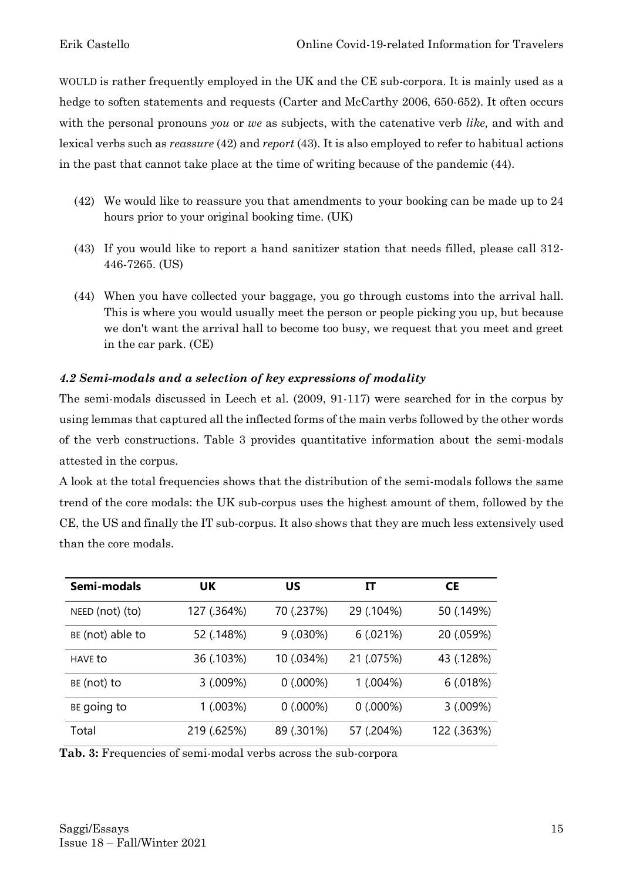WOULD is rather frequently employed in the UK and the CE sub-corpora. It is mainly used as a hedge to soften statements and requests (Carter and McCarthy 2006, 650-652). It often occurs with the personal pronouns *you* or *we* as subjects, with the catenative verb *like,* and with and lexical verbs such as *reassure* (42) and *report* (43). It is also employed to refer to habitual actions in the past that cannot take place at the time of writing because of the pandemic (44).

(42) We would like to reassure you that amendments to your booking can be made up to 24 hours prior to your original booking time. (UK)

(43) If you would like to report a hand sanitizer station that needs filled, please call 312-446-7265. (US)

(44) When you have collected your baggage, you go through customs into the arrival hall. This is where you would usually meet the person or people picking you up, but because we don't want the arrival hall to become too busy, we request that you meet and greet in the car park. (CE)

### *4.2 Semi-modals and a selection of key expressions of modality*

The semi-modals discussed in Leech et al. (2009, 91-117) were searched for in the corpus by using lemmas that captured all the inflected forms of the main verbs followed by the other words of the verb constructions. Table 3 provides quantitative information about the semi-modals attested in the corpus.

A look at the total frequencies shows that the distribution of the semi-modals follows the same trend of the core modals: the UK sub-corpus uses the highest amount of them, followed by the CE, the US and finally the IT sub-corpus. It also shows that they are much less extensively used than the core modals.

| Semi-modals | UK | US | IT | CE |
|---|---|---|---|---|
| NEED (not) (to) | 127 (.364%) | 70 (.237%) | 29 (.104%) | 50 (.149%) |
| BE (not) able to | 52 (.148%) | 9 (.030%) | 6 (.021%) | 20 (.059%) |
| HAVE to | 36 (.103%) | 10 (.034%) | 21 (.075%) | 43 (.128%) |
| BE (not) to | 3 (.009%) | 0 (.000%) | 1 (.004%) | 6 (.018%) |
| BE going to | 1 (.003%) | 0 (.000%) | 0 (.000%) | 3 (.009%) |
| Total | 219 (.625%) | 89 (.301%) | 57 (.204%) | 122 (.363%) |

**Tab. 3:** Frequencies of semi-modal verbs across the sub-corpora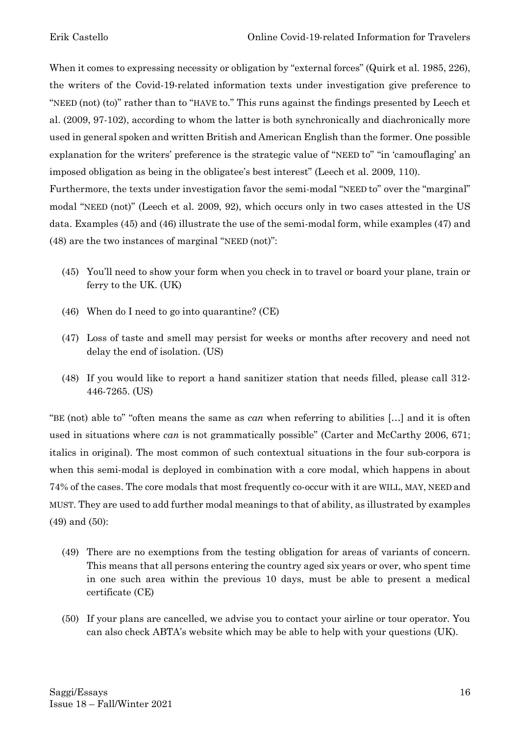When it comes to expressing necessity or obligation by "external forces" (Quirk et al. 1985, 226), the writers of the Covid-19-related information texts under investigation give preference to "NEED (not) (to)" rather than to "HAVE to." This runs against the findings presented by Leech et al. (2009, 97-102), according to whom the latter is both synchronically and diachronically more used in general spoken and written British and American English than the former. One possible explanation for the writers' preference is the strategic value of "NEED to" "in 'camouflaging' an imposed obligation as being in the obligatee's best interest" (Leech et al. 2009, 110).

Furthermore, the texts under investigation favor the semi-modal "NEED to" over the "marginal" modal "NEED (not)" (Leech et al. 2009, 92), which occurs only in two cases attested in the US data. Examples (45) and (46) illustrate the use of the semi-modal form, while examples (47) and (48) are the two instances of marginal "NEED (not)":

(45) You'll need to show your form when you check in to travel or board your plane, train or ferry to the UK. (UK)

(46) When do I need to go into quarantine? (CE)

(47) Loss of taste and smell may persist for weeks or months after recovery and need not delay the end of isolation. (US)

(48) If you would like to report a hand sanitizer station that needs filled, please call 312-446-7265. (US)

"BE (not) able to" "often means the same as *can* when referring to abilities […] and it is often used in situations where *can* is not grammatically possible" (Carter and McCarthy 2006, 671; italics in original). The most common of such contextual situations in the four sub-corpora is when this semi-modal is deployed in combination with a core modal, which happens in about 74% of the cases. The core modals that most frequently co-occur with it are WILL, MAY, NEED and MUST. They are used to add further modal meanings to that of ability, as illustrated by examples (49) and (50):

(49) There are no exemptions from the testing obligation for areas of variants of concern. This means that all persons entering the country aged six years or over, who spent time in one such area within the previous 10 days, must be able to present a medical certificate (CE)

(50) If your plans are cancelled, we advise you to contact your airline or tour operator. You can also check ABTA's website which may be able to help with your questions (UK).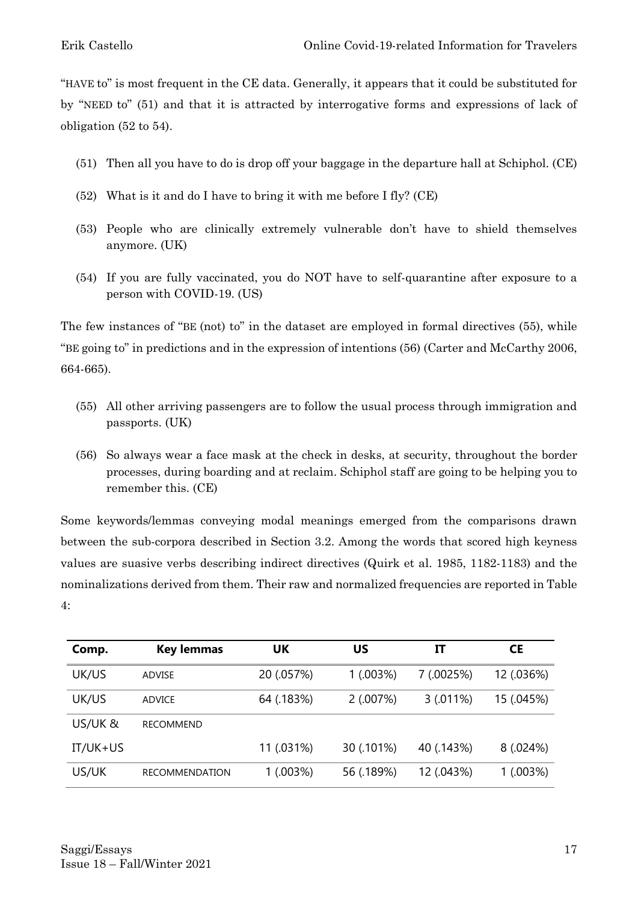"HAVE to" is most frequent in the CE data. Generally, it appears that it could be substituted for by "NEED to" (51) and that it is attracted by interrogative forms and expressions of lack of obligation (52 to 54).

(51) Then all you have to do is drop off your baggage in the departure hall at Schiphol. (CE)

(52) What is it and do I have to bring it with me before I fly? (CE)

(53) People who are clinically extremely vulnerable don't have to shield themselves anymore. (UK)

(54) If you are fully vaccinated, you do NOT have to self-quarantine after exposure to a person with COVID-19. (US)

The few instances of "BE (not) to" in the dataset are employed in formal directives (55), while "BE going to" in predictions and in the expression of intentions (56) (Carter and McCarthy 2006, 664-665).

(55) All other arriving passengers are to follow the usual process through immigration and passports. (UK)

(56) So always wear a face mask at the check in desks, at security, throughout the border processes, during boarding and at reclaim. Schiphol staff are going to be helping you to remember this. (CE)

Some keywords/lemmas conveying modal meanings emerged from the comparisons drawn between the sub-corpora described in Section 3.2. Among the words that scored high keyness values are suasive verbs describing indirect directives (Quirk et al. 1985, 1182-1183) and the nominalizations derived from them. Their raw and normalized frequencies are reported in Table 4:

| Comp. | Key lemmas | UK | US | IT | CE |
|---|---|---|---|---|---|
| UK/US | ADVISE | 20 (.057%) | 1 (.003%) | 7 (.0025%) | 12 (.036%) |
| UK/US | ADVICE | 64 (.183%) | 2 (.007%) | 3 (.011%) | 15 (.045%) |
| US/UK & IT/UK+US | RECOMMEND | 11 (.031%) | 30 (.101%) | 40 (.143%) | 8 (.024%) |
| US/UK | RECOMMENDATION | 1 (.003%) | 56 (.189%) | 12 (.043%) | 1 (.003%) |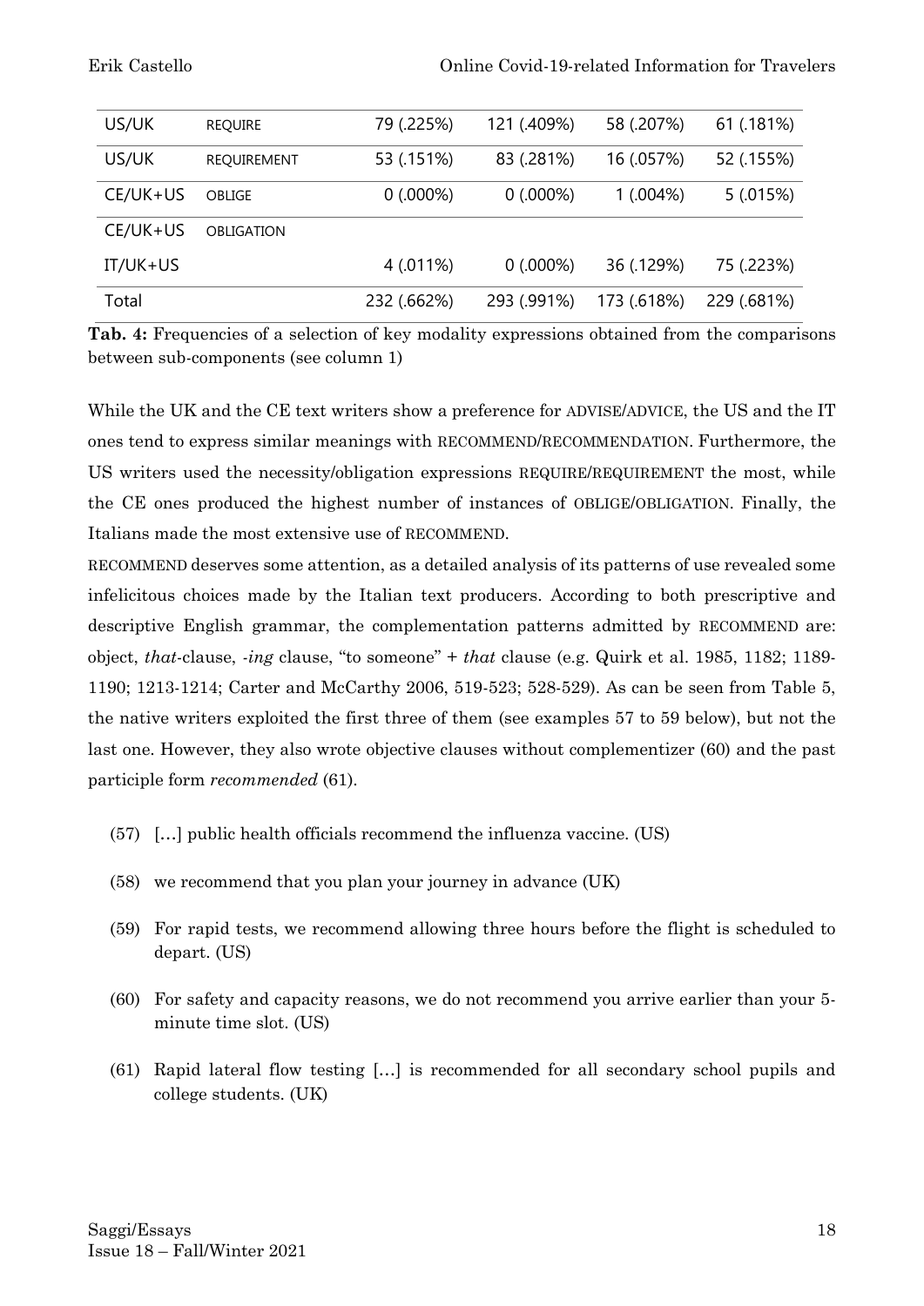| | | | | | |
|---|---|---|---|---|---|
| US/UK | REQUIRE | 79 (.225%) | 121 (.409%) | 58 (.207%) | 61 (.181%) |
| US/UK | REQUIREMENT | 53 (.151%) | 83 (.281%) | 16 (.057%) | 52 (.155%) |
| CE/UK+US | OBLIGE | 0 (.000%) | 0 (.000%) | 1 (.004%) | 5 (.015%) |
| CE/UK+US IT/UK+US | OBLIGATION | 4 (.011%) | 0 (.000%) | 36 (.129%) | 75 (.223%) |
| Total | | 232 (.662%) | 293 (.991%) | 173 (.618%) | 229 (.681%) |

**Tab. 4:** Frequencies of a selection of key modality expressions obtained from the comparisons between sub-components (see column 1)

While the UK and the CE text writers show a preference for ADVISE/ADVICE, the US and the IT ones tend to express similar meanings with RECOMMEND/RECOMMENDATION. Furthermore, the US writers used the necessity/obligation expressions REQUIRE/REQUIREMENT the most, while the CE ones produced the highest number of instances of OBLIGE/OBLIGATION. Finally, the Italians made the most extensive use of RECOMMEND.

RECOMMEND deserves some attention, as a detailed analysis of its patterns of use revealed some infelicitous choices made by the Italian text producers. According to both prescriptive and descriptive English grammar, the complementation patterns admitted by RECOMMEND are: object, *that*-clause, *-ing* clause, "to someone" + *that* clause (e.g. Quirk et al. 1985, 1182; 1189-1190; 1213-1214; Carter and McCarthy 2006, 519-523; 528-529). As can be seen from Table 5, the native writers exploited the first three of them (see examples 57 to 59 below), but not the last one. However, they also wrote objective clauses without complementizer (60) and the past participle form *recommended* (61).

(57) […] public health officials recommend the influenza vaccine. (US)

(58) we recommend that you plan your journey in advance (UK)

(59) For rapid tests, we recommend allowing three hours before the flight is scheduled to depart. (US)

(60) For safety and capacity reasons, we do not recommend you arrive earlier than your 5-minute time slot. (US)

(61) Rapid lateral flow testing […] is recommended for all secondary school pupils and college students. (UK)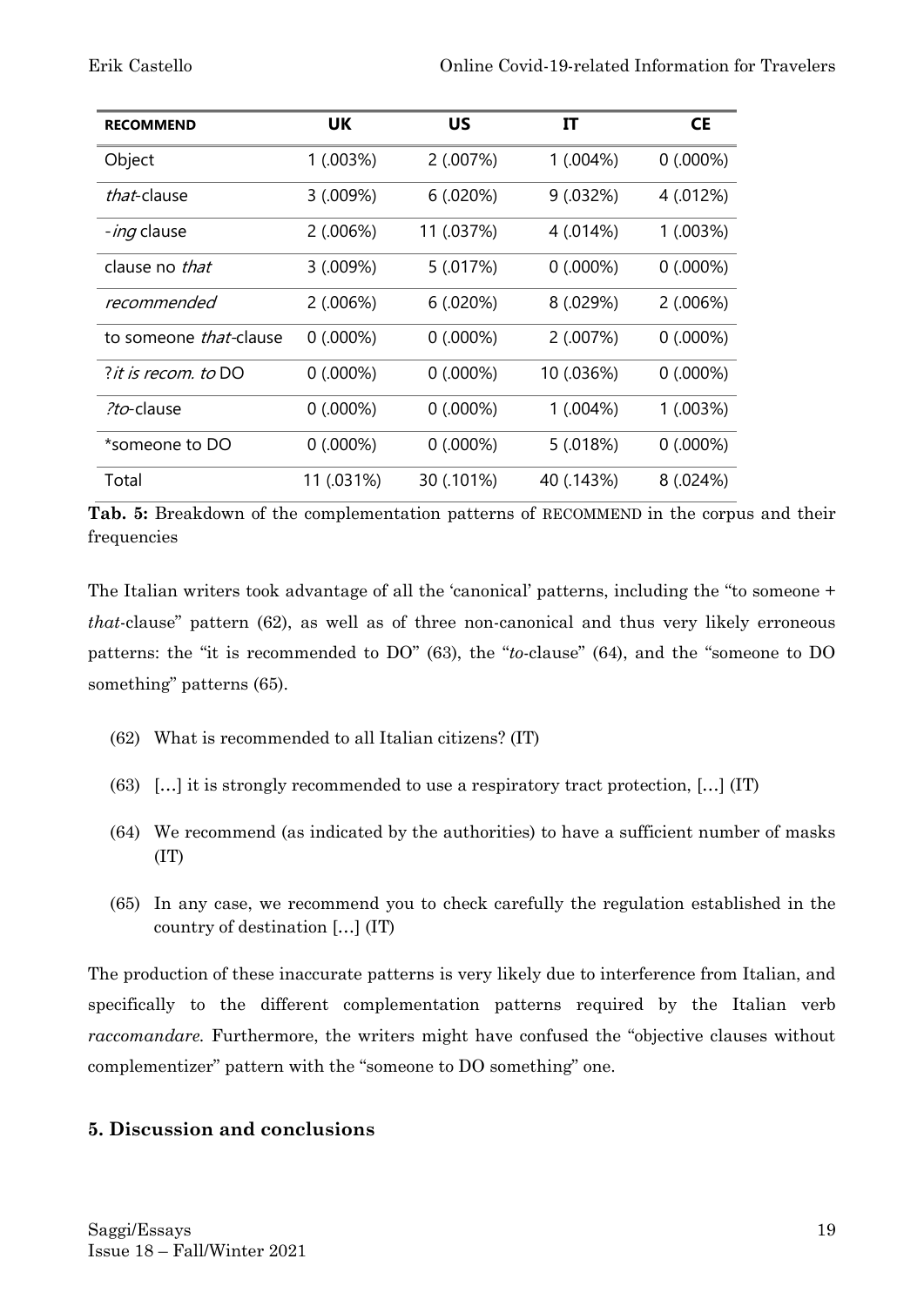| RECOMMEND | UK | US | IT | CE |
|---|---|---|---|---|
| Object | 1 (.003%) | 2 (.007%) | 1 (.004%) | 0 (.000%) |
| *that*-clause | 3 (.009%) | 6 (.020%) | 9 (.032%) | 4 (.012%) |
| -*ing* clause | 2 (.006%) | 11 (.037%) | 4 (.014%) | 1 (.003%) |
| clause no *that* | 3 (.009%) | 5 (.017%) | 0 (.000%) | 0 (.000%) |
| *recommended* | 2 (.006%) | 6 (.020%) | 8 (.029%) | 2 (.006%) |
| to someone *that*-clause | 0 (.000%) | 0 (.000%) | 2 (.007%) | 0 (.000%) |
| ?*it is recom. to* DO | 0 (.000%) | 0 (.000%) | 10 (.036%) | 0 (.000%) |
| ?*to*-clause | 0 (.000%) | 0 (.000%) | 1 (.004%) | 1 (.003%) |
| *someone to DO | 0 (.000%) | 0 (.000%) | 5 (.018%) | 0 (.000%) |
| Total | 11 (.031%) | 30 (.101%) | 40 (.143%) | 8 (.024%) |

**Tab. 5:** Breakdown of the complementation patterns of RECOMMEND in the corpus and their frequencies

The Italian writers took advantage of all the 'canonical' patterns, including the "to someone + *that*-clause" pattern (62), as well as of three non-canonical and thus very likely erroneous patterns: the "it is recommended to DO" (63), the "*to*-clause" (64), and the "someone to DO something" patterns (65).

(62) What is recommended to all Italian citizens? (IT)

(63) […] it is strongly recommended to use a respiratory tract protection, […] (IT)

(64) We recommend (as indicated by the authorities) to have a sufficient number of masks (IT)

(65) In any case, we recommend you to check carefully the regulation established in the country of destination […] (IT)

The production of these inaccurate patterns is very likely due to interference from Italian, and specifically to the different complementation patterns required by the Italian verb *raccomandare.* Furthermore, the writers might have confused the "objective clauses without complementizer" pattern with the "someone to DO something" one.

## 5. Discussion and conclusions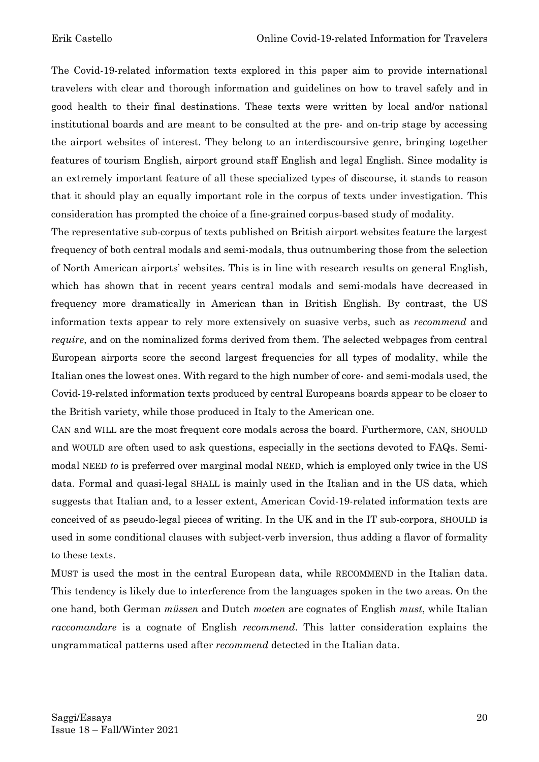The Covid-19-related information texts explored in this paper aim to provide international travelers with clear and thorough information and guidelines on how to travel safely and in good health to their final destinations. These texts were written by local and/or national institutional boards and are meant to be consulted at the pre- and on-trip stage by accessing the airport websites of interest. They belong to an interdiscoursive genre, bringing together features of tourism English, airport ground staff English and legal English. Since modality is an extremely important feature of all these specialized types of discourse, it stands to reason that it should play an equally important role in the corpus of texts under investigation. This consideration has prompted the choice of a fine-grained corpus-based study of modality.

The representative sub-corpus of texts published on British airport websites feature the largest frequency of both central modals and semi-modals, thus outnumbering those from the selection of North American airports' websites. This is in line with research results on general English, which has shown that in recent years central modals and semi-modals have decreased in frequency more dramatically in American than in British English. By contrast, the US information texts appear to rely more extensively on suasive verbs, such as *recommend* and *require*, and on the nominalized forms derived from them. The selected webpages from central European airports score the second largest frequencies for all types of modality, while the Italian ones the lowest ones. With regard to the high number of core- and semi-modals used, the Covid-19-related information texts produced by central Europeans boards appear to be closer to the British variety, while those produced in Italy to the American one.

CAN and WILL are the most frequent core modals across the board. Furthermore, CAN, SHOULD and WOULD are often used to ask questions, especially in the sections devoted to FAQs. Semi-modal NEED *to* is preferred over marginal modal NEED, which is employed only twice in the US data. Formal and quasi-legal SHALL is mainly used in the Italian and in the US data, which suggests that Italian and, to a lesser extent, American Covid-19-related information texts are conceived of as pseudo-legal pieces of writing. In the UK and in the IT sub-corpora, SHOULD is used in some conditional clauses with subject-verb inversion, thus adding a flavor of formality to these texts.

MUST is used the most in the central European data, while RECOMMEND in the Italian data. This tendency is likely due to interference from the languages spoken in the two areas. On the one hand, both German *müssen* and Dutch *moeten* are cognates of English *must*, while Italian *raccomandare* is a cognate of English *recommend*. This latter consideration explains the ungrammatical patterns used after *recommend* detected in the Italian data.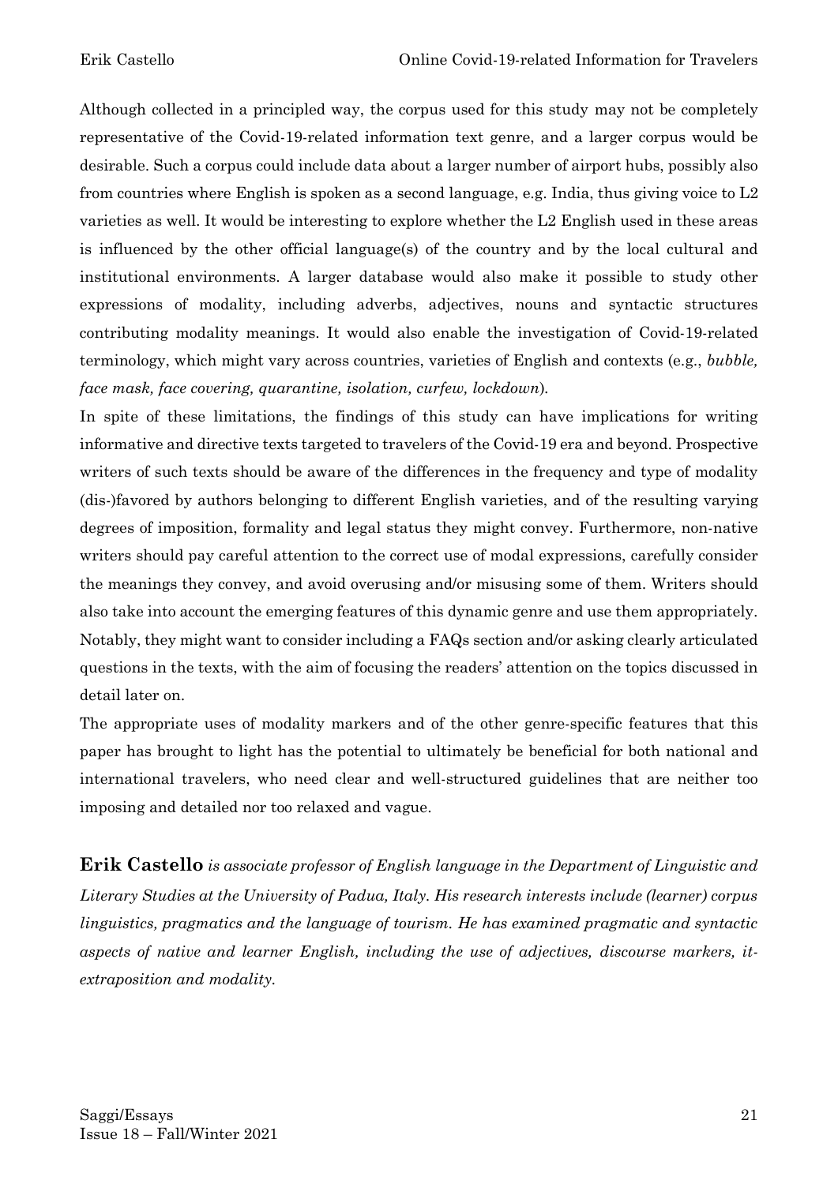Although collected in a principled way, the corpus used for this study may not be completely representative of the Covid-19-related information text genre, and a larger corpus would be desirable. Such a corpus could include data about a larger number of airport hubs, possibly also from countries where English is spoken as a second language, e.g. India, thus giving voice to L2 varieties as well. It would be interesting to explore whether the L2 English used in these areas is influenced by the other official language(s) of the country and by the local cultural and institutional environments. A larger database would also make it possible to study other expressions of modality, including adverbs, adjectives, nouns and syntactic structures contributing modality meanings. It would also enable the investigation of Covid-19-related terminology, which might vary across countries, varieties of English and contexts (e.g., *bubble, face mask, face covering, quarantine, isolation, curfew, lockdown*).

In spite of these limitations, the findings of this study can have implications for writing informative and directive texts targeted to travelers of the Covid-19 era and beyond. Prospective writers of such texts should be aware of the differences in the frequency and type of modality (dis-)favored by authors belonging to different English varieties, and of the resulting varying degrees of imposition, formality and legal status they might convey. Furthermore, non-native writers should pay careful attention to the correct use of modal expressions, carefully consider the meanings they convey, and avoid overusing and/or misusing some of them. Writers should also take into account the emerging features of this dynamic genre and use them appropriately. Notably, they might want to consider including a FAQs section and/or asking clearly articulated questions in the texts, with the aim of focusing the readers' attention on the topics discussed in detail later on.

The appropriate uses of modality markers and of the other genre-specific features that this paper has brought to light has the potential to ultimately be beneficial for both national and international travelers, who need clear and well-structured guidelines that are neither too imposing and detailed nor too relaxed and vague.

**Erik Castello** *is associate professor of English language in the Department of Linguistic and Literary Studies at the University of Padua, Italy. His research interests include (learner) corpus linguistics, pragmatics and the language of tourism. He has examined pragmatic and syntactic aspects of native and learner English, including the use of adjectives, discourse markers, it-extraposition and modality.*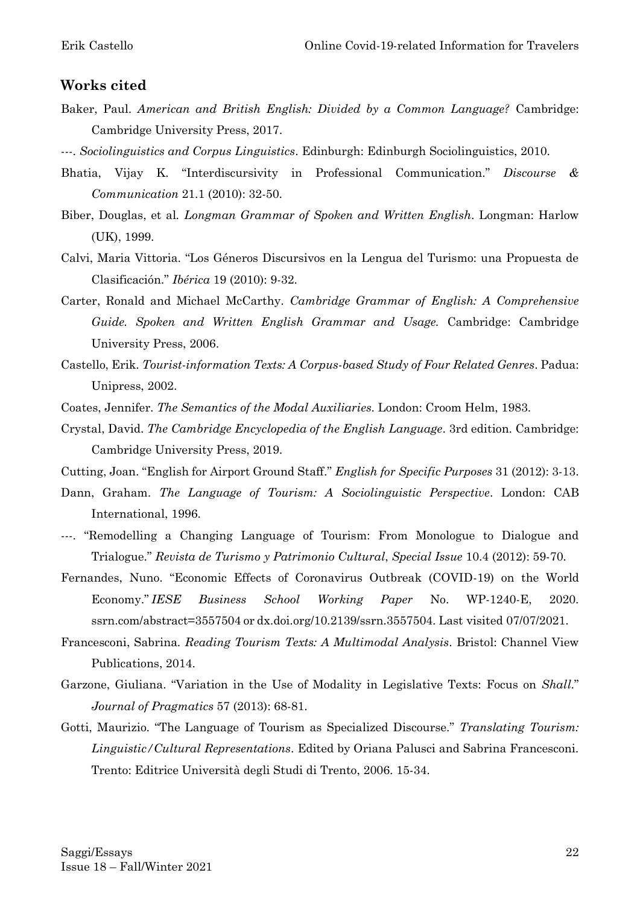## Works cited

Baker, Paul. *American and British English: Divided by a Common Language?* Cambridge: Cambridge University Press, 2017.

---. *Sociolinguistics and Corpus Linguistics*. Edinburgh: Edinburgh Sociolinguistics, 2010.

Bhatia, Vijay K. "Interdiscursivity in Professional Communication." *Discourse & Communication* 21.1 (2010): 32-50.

Biber, Douglas, et al. *Longman Grammar of Spoken and Written English*. Longman: Harlow (UK), 1999.

Calvi, Maria Vittoria. "Los Géneros Discursivos en la Lengua del Turismo: una Propuesta de Clasificación." *Ibérica* 19 (2010): 9-32.

Carter, Ronald and Michael McCarthy. *Cambridge Grammar of English: A Comprehensive Guide. Spoken and Written English Grammar and Usage.* Cambridge: Cambridge University Press, 2006.

Castello, Erik. *Tourist-information Texts: A Corpus-based Study of Four Related Genres*. Padua: Unipress, 2002.

Coates, Jennifer. *The Semantics of the Modal Auxiliaries*. London: Croom Helm, 1983.

Crystal, David. *The Cambridge Encyclopedia of the English Language*. 3rd edition. Cambridge: Cambridge University Press, 2019.

Cutting, Joan. "English for Airport Ground Staff." *English for Specific Purposes* 31 (2012): 3-13.

Dann, Graham. *The Language of Tourism: A Sociolinguistic Perspective*. London: CAB International, 1996.

---. "Remodelling a Changing Language of Tourism: From Monologue to Dialogue and Trialogue." *Revista de Turismo y Patrimonio Cultural*, *Special Issue* 10.4 (2012): 59-70.

Fernandes, Nuno. "Economic Effects of Coronavirus Outbreak (COVID-19) on the World Economy." *IESE Business School Working Paper* No. WP-1240-E, 2020. ssrn.com/abstract=3557504 or dx.doi.org/10.2139/ssrn.3557504. Last visited 07/07/2021.

Francesconi, Sabrina. *Reading Tourism Texts: A Multimodal Analysis*. Bristol: Channel View Publications, 2014.

Garzone, Giuliana. "Variation in the Use of Modality in Legislative Texts: Focus on *Shall*." *Journal of Pragmatics* 57 (2013): 68-81.

Gotti, Maurizio. "The Language of Tourism as Specialized Discourse." *Translating Tourism: Linguistic/Cultural Representations*. Edited by Oriana Palusci and Sabrina Francesconi. Trento: Editrice Università degli Studi di Trento, 2006. 15-34.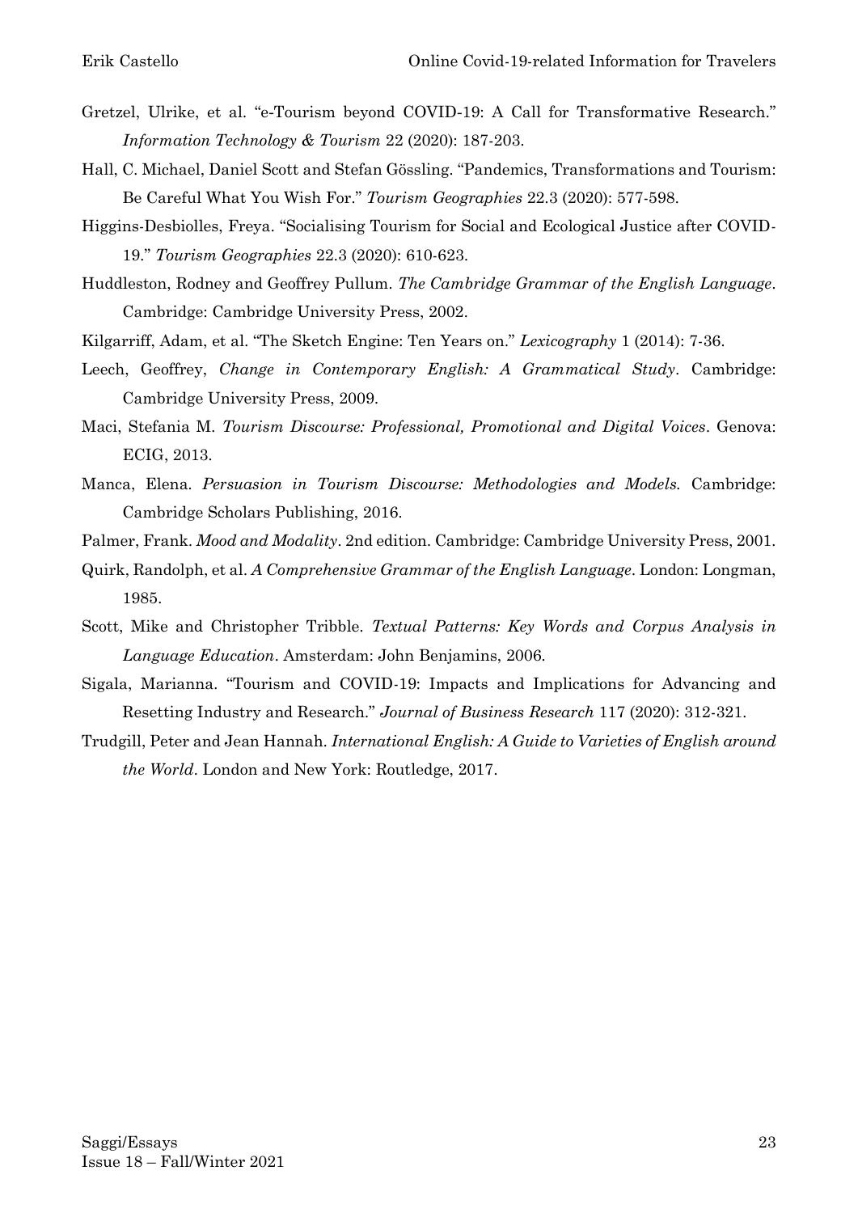Gretzel, Ulrike, et al. "e-Tourism beyond COVID-19: A Call for Transformative Research." *Information Technology & Tourism* 22 (2020): 187-203.

Hall, C. Michael, Daniel Scott and Stefan Gössling. "Pandemics, Transformations and Tourism: Be Careful What You Wish For." *Tourism Geographies* 22.3 (2020): 577-598.

Higgins-Desbiolles, Freya. "Socialising Tourism for Social and Ecological Justice after COVID-19." *Tourism Geographies* 22.3 (2020): 610-623.

Huddleston, Rodney and Geoffrey Pullum. *The Cambridge Grammar of the English Language*. Cambridge: Cambridge University Press, 2002.

Kilgarriff, Adam, et al. "The Sketch Engine: Ten Years on." *Lexicography* 1 (2014): 7-36.

Leech, Geoffrey, *Change in Contemporary English: A Grammatical Study*. Cambridge: Cambridge University Press, 2009.

Maci, Stefania M. *Tourism Discourse: Professional, Promotional and Digital Voices*. Genova: ECIG, 2013.

Manca, Elena. *Persuasion in Tourism Discourse: Methodologies and Models.* Cambridge: Cambridge Scholars Publishing, 2016.

Palmer, Frank. *Mood and Modality*. 2nd edition. Cambridge: Cambridge University Press, 2001.

Quirk, Randolph, et al. *A Comprehensive Grammar of the English Language*. London: Longman, 1985.

Scott, Mike and Christopher Tribble. *Textual Patterns: Key Words and Corpus Analysis in Language Education*. Amsterdam: John Benjamins, 2006.

Sigala, Marianna. "Tourism and COVID-19: Impacts and Implications for Advancing and Resetting Industry and Research." *Journal of Business Research* 117 (2020): 312-321.

Trudgill, Peter and Jean Hannah. *International English: A Guide to Varieties of English around the World*. London and New York: Routledge, 2017.